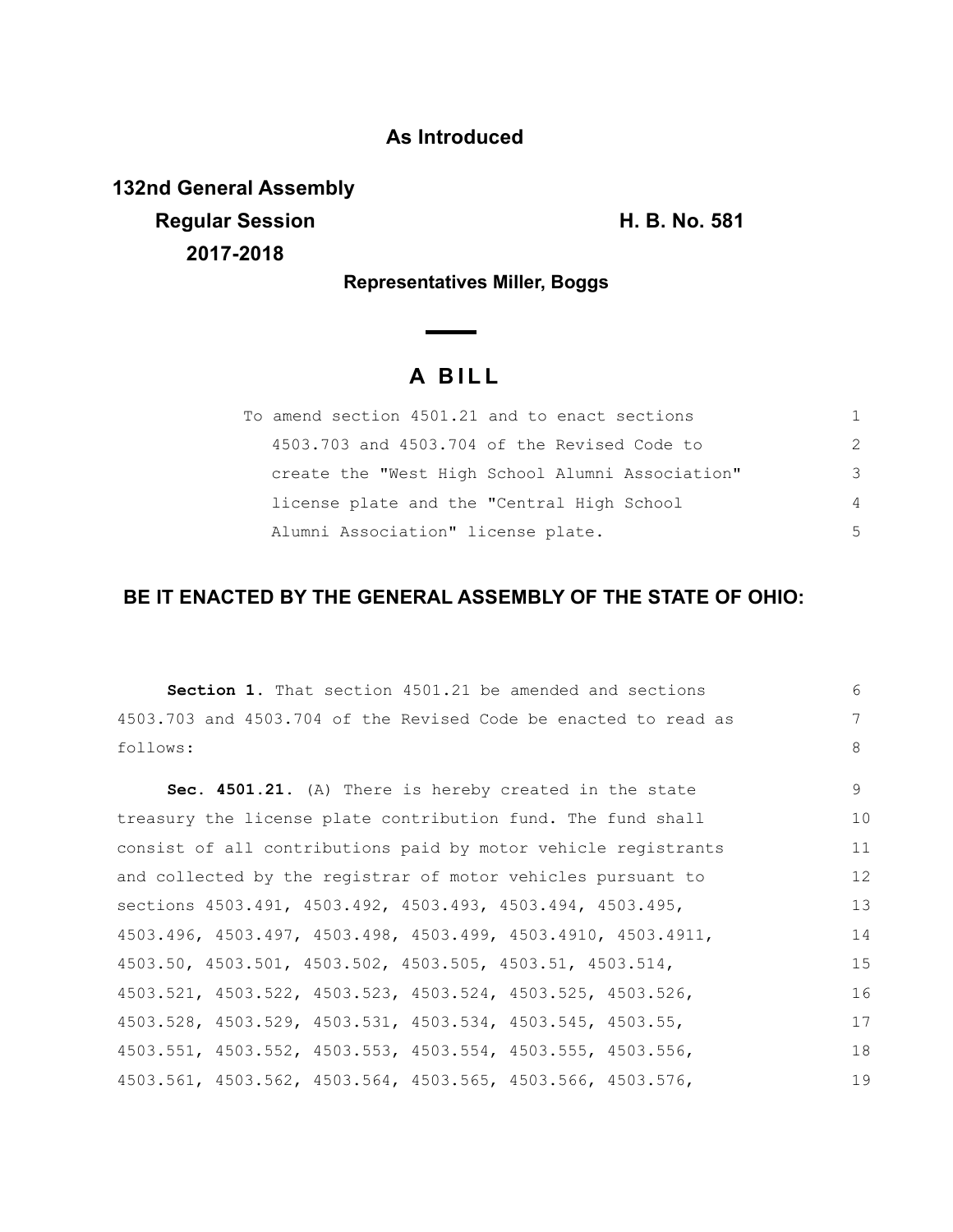**As Introduced**

**132nd General Assembly**
**Regular Session**
**2017-2018**

**H. B. No. 581**

**Representatives Miller, Boggs**

# A BILL

To amend section 4501.21 and to enact sections 4503.703 and 4503.704 of the Revised Code to create the "West High School Alumni Association" license plate and the "Central High School Alumni Association" license plate.

**BE IT ENACTED BY THE GENERAL ASSEMBLY OF THE STATE OF OHIO:**

**Section 1.** That section 4501.21 be amended and sections 4503.703 and 4503.704 of the Revised Code be enacted to read as follows:

**Sec. 4501.21.** (A) There is hereby created in the state treasury the license plate contribution fund. The fund shall consist of all contributions paid by motor vehicle registrants and collected by the registrar of motor vehicles pursuant to sections 4503.491, 4503.492, 4503.493, 4503.494, 4503.495, 4503.496, 4503.497, 4503.498, 4503.499, 4503.4910, 4503.4911, 4503.50, 4503.501, 4503.502, 4503.505, 4503.51, 4503.514, 4503.521, 4503.522, 4503.523, 4503.524, 4503.525, 4503.526, 4503.528, 4503.529, 4503.531, 4503.534, 4503.545, 4503.55, 4503.551, 4503.552, 4503.553, 4503.554, 4503.555, 4503.556, 4503.561, 4503.562, 4503.564, 4503.565, 4503.566, 4503.576,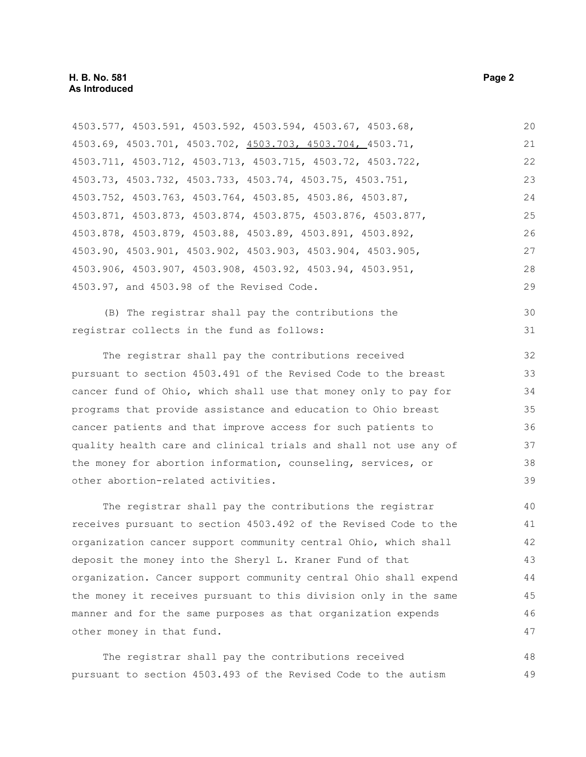4503.577, 4503.591, 4503.592, 4503.594, 4503.67, 4503.68, 4503.69, 4503.701, 4503.702, <u>4503.703, 4503.704, </u>4503.71, 4503.711, 4503.712, 4503.713, 4503.715, 4503.72, 4503.722, 4503.73, 4503.732, 4503.733, 4503.74, 4503.75, 4503.751, 4503.752, 4503.763, 4503.764, 4503.85, 4503.86, 4503.87, 4503.871, 4503.873, 4503.874, 4503.875, 4503.876, 4503.877, 4503.878, 4503.879, 4503.88, 4503.89, 4503.891, 4503.892, 4503.90, 4503.901, 4503.902, 4503.903, 4503.904, 4503.905, 4503.906, 4503.907, 4503.908, 4503.92, 4503.94, 4503.951, 4503.97, and 4503.98 of the Revised Code.

(B) The registrar shall pay the contributions the registrar collects in the fund as follows:

The registrar shall pay the contributions received pursuant to section 4503.491 of the Revised Code to the breast cancer fund of Ohio, which shall use that money only to pay for programs that provide assistance and education to Ohio breast cancer patients and that improve access for such patients to quality health care and clinical trials and shall not use any of the money for abortion information, counseling, services, or other abortion-related activities.

The registrar shall pay the contributions the registrar receives pursuant to section 4503.492 of the Revised Code to the organization cancer support community central Ohio, which shall deposit the money into the Sheryl L. Kraner Fund of that organization. Cancer support community central Ohio shall expend the money it receives pursuant to this division only in the same manner and for the same purposes as that organization expends other money in that fund.

The registrar shall pay the contributions received pursuant to section 4503.493 of the Revised Code to the autism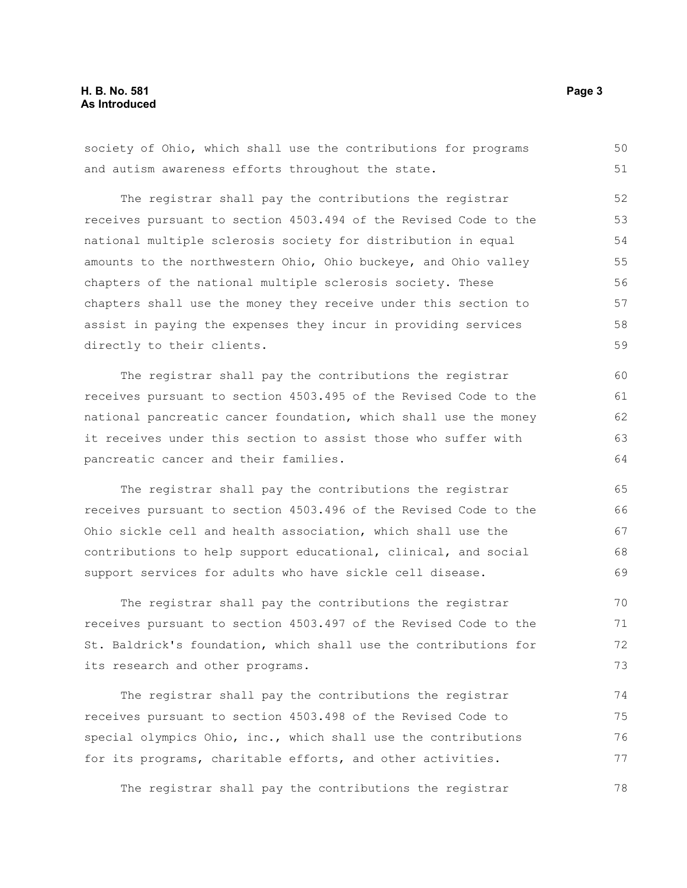society of Ohio, which shall use the contributions for programs and autism awareness efforts throughout the state.

The registrar shall pay the contributions the registrar receives pursuant to section 4503.494 of the Revised Code to the national multiple sclerosis society for distribution in equal amounts to the northwestern Ohio, Ohio buckeye, and Ohio valley chapters of the national multiple sclerosis society. These chapters shall use the money they receive under this section to assist in paying the expenses they incur in providing services directly to their clients.

The registrar shall pay the contributions the registrar receives pursuant to section 4503.495 of the Revised Code to the national pancreatic cancer foundation, which shall use the money it receives under this section to assist those who suffer with pancreatic cancer and their families.

The registrar shall pay the contributions the registrar receives pursuant to section 4503.496 of the Revised Code to the Ohio sickle cell and health association, which shall use the contributions to help support educational, clinical, and social support services for adults who have sickle cell disease.

The registrar shall pay the contributions the registrar receives pursuant to section 4503.497 of the Revised Code to the St. Baldrick's foundation, which shall use the contributions for its research and other programs.

The registrar shall pay the contributions the registrar receives pursuant to section 4503.498 of the Revised Code to special olympics Ohio, inc., which shall use the contributions for its programs, charitable efforts, and other activities.

The registrar shall pay the contributions the registrar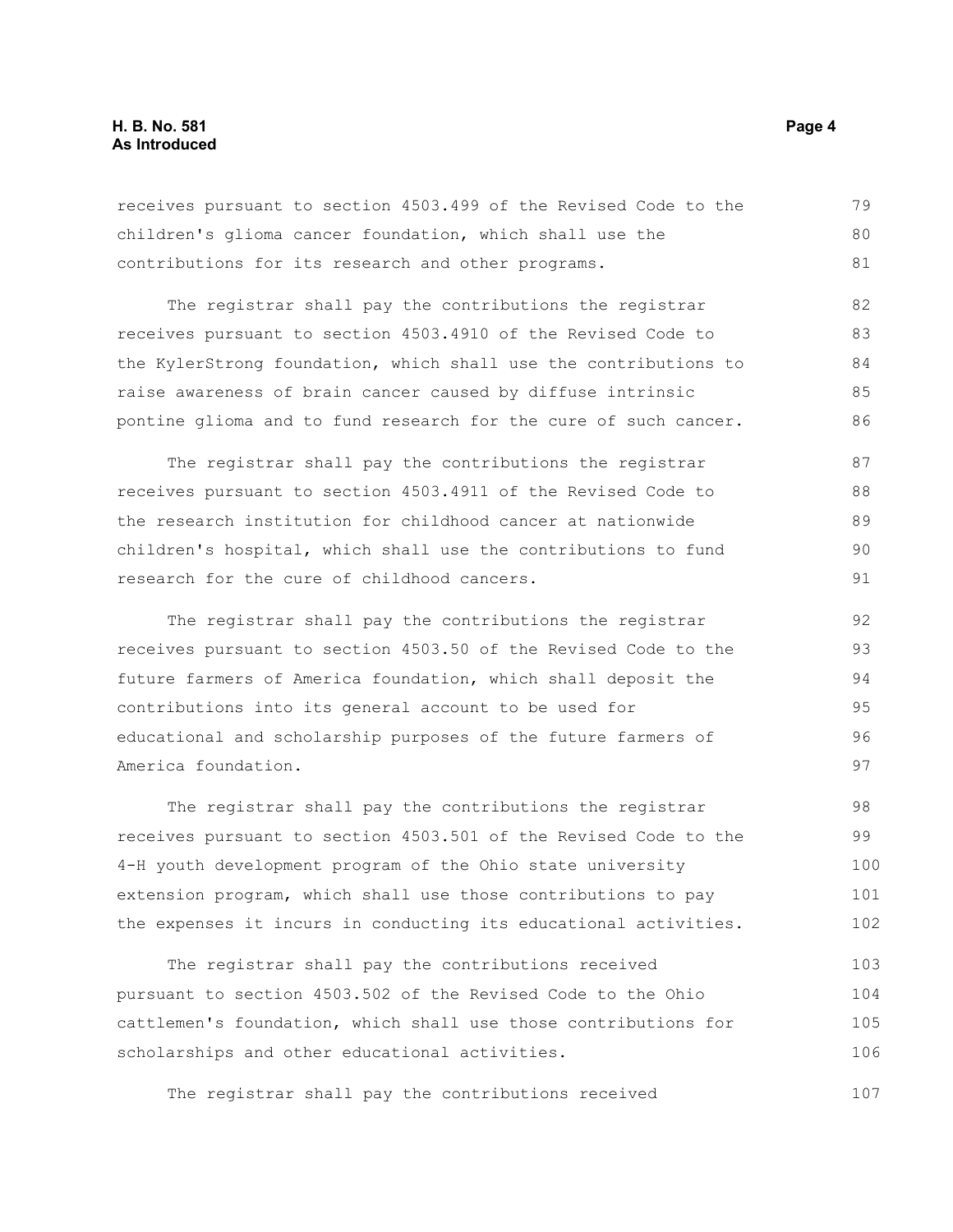receives pursuant to section 4503.499 of the Revised Code to the children's glioma cancer foundation, which shall use the contributions for its research and other programs.

The registrar shall pay the contributions the registrar receives pursuant to section 4503.4910 of the Revised Code to the KylerStrong foundation, which shall use the contributions to raise awareness of brain cancer caused by diffuse intrinsic pontine glioma and to fund research for the cure of such cancer.

The registrar shall pay the contributions the registrar receives pursuant to section 4503.4911 of the Revised Code to the research institution for childhood cancer at nationwide children's hospital, which shall use the contributions to fund research for the cure of childhood cancers.

The registrar shall pay the contributions the registrar receives pursuant to section 4503.50 of the Revised Code to the future farmers of America foundation, which shall deposit the contributions into its general account to be used for educational and scholarship purposes of the future farmers of America foundation.

The registrar shall pay the contributions the registrar receives pursuant to section 4503.501 of the Revised Code to the 4-H youth development program of the Ohio state university extension program, which shall use those contributions to pay the expenses it incurs in conducting its educational activities.

The registrar shall pay the contributions received pursuant to section 4503.502 of the Revised Code to the Ohio cattlemen's foundation, which shall use those contributions for scholarships and other educational activities.

The registrar shall pay the contributions received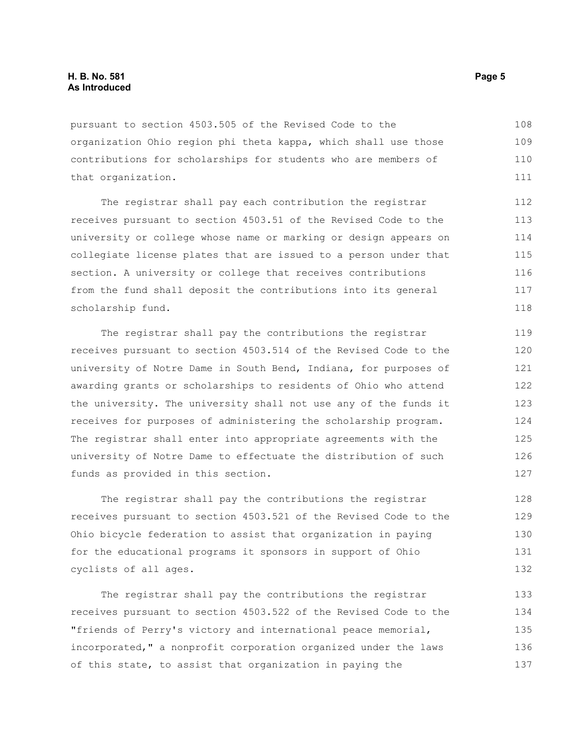pursuant to section 4503.505 of the Revised Code to the organization Ohio region phi theta kappa, which shall use those contributions for scholarships for students who are members of that organization.

The registrar shall pay each contribution the registrar receives pursuant to section 4503.51 of the Revised Code to the university or college whose name or marking or design appears on collegiate license plates that are issued to a person under that section. A university or college that receives contributions from the fund shall deposit the contributions into its general scholarship fund.

The registrar shall pay the contributions the registrar receives pursuant to section 4503.514 of the Revised Code to the university of Notre Dame in South Bend, Indiana, for purposes of awarding grants or scholarships to residents of Ohio who attend the university. The university shall not use any of the funds it receives for purposes of administering the scholarship program. The registrar shall enter into appropriate agreements with the university of Notre Dame to effectuate the distribution of such funds as provided in this section.

The registrar shall pay the contributions the registrar receives pursuant to section 4503.521 of the Revised Code to the Ohio bicycle federation to assist that organization in paying for the educational programs it sponsors in support of Ohio cyclists of all ages.

The registrar shall pay the contributions the registrar receives pursuant to section 4503.522 of the Revised Code to the "friends of Perry's victory and international peace memorial, incorporated," a nonprofit corporation organized under the laws of this state, to assist that organization in paying the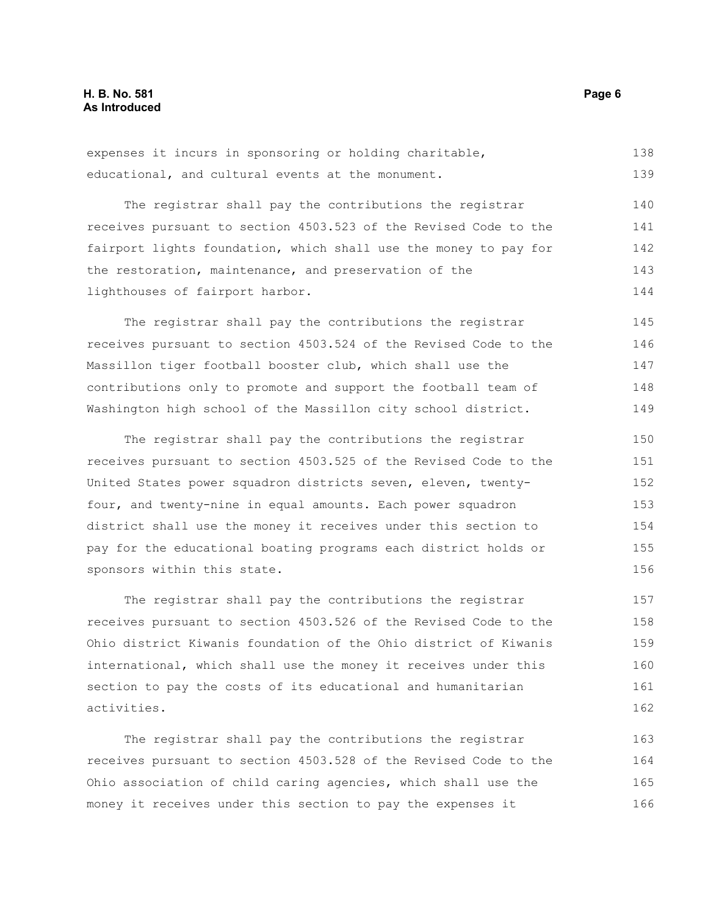expenses it incurs in sponsoring or holding charitable, educational, and cultural events at the monument.

The registrar shall pay the contributions the registrar receives pursuant to section 4503.523 of the Revised Code to the fairport lights foundation, which shall use the money to pay for the restoration, maintenance, and preservation of the lighthouses of fairport harbor.

The registrar shall pay the contributions the registrar receives pursuant to section 4503.524 of the Revised Code to the Massillon tiger football booster club, which shall use the contributions only to promote and support the football team of Washington high school of the Massillon city school district.

The registrar shall pay the contributions the registrar receives pursuant to section 4503.525 of the Revised Code to the United States power squadron districts seven, eleven, twenty-four, and twenty-nine in equal amounts. Each power squadron district shall use the money it receives under this section to pay for the educational boating programs each district holds or sponsors within this state.

The registrar shall pay the contributions the registrar receives pursuant to section 4503.526 of the Revised Code to the Ohio district Kiwanis foundation of the Ohio district of Kiwanis international, which shall use the money it receives under this section to pay the costs of its educational and humanitarian activities.

The registrar shall pay the contributions the registrar receives pursuant to section 4503.528 of the Revised Code to the Ohio association of child caring agencies, which shall use the money it receives under this section to pay the expenses it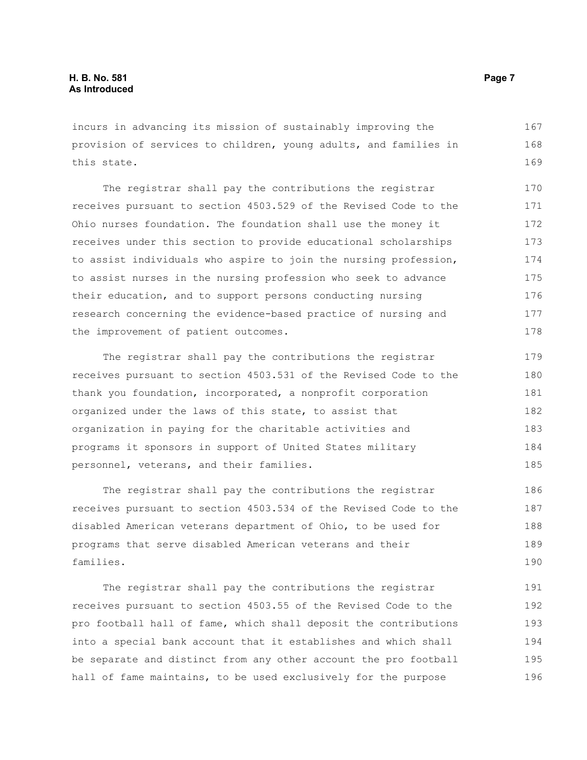incurs in advancing its mission of sustainably improving the provision of services to children, young adults, and families in this state.

The registrar shall pay the contributions the registrar receives pursuant to section 4503.529 of the Revised Code to the Ohio nurses foundation. The foundation shall use the money it receives under this section to provide educational scholarships to assist individuals who aspire to join the nursing profession, to assist nurses in the nursing profession who seek to advance their education, and to support persons conducting nursing research concerning the evidence-based practice of nursing and the improvement of patient outcomes.

The registrar shall pay the contributions the registrar receives pursuant to section 4503.531 of the Revised Code to the thank you foundation, incorporated, a nonprofit corporation organized under the laws of this state, to assist that organization in paying for the charitable activities and programs it sponsors in support of United States military personnel, veterans, and their families.

The registrar shall pay the contributions the registrar receives pursuant to section 4503.534 of the Revised Code to the disabled American veterans department of Ohio, to be used for programs that serve disabled American veterans and their families.

The registrar shall pay the contributions the registrar receives pursuant to section 4503.55 of the Revised Code to the pro football hall of fame, which shall deposit the contributions into a special bank account that it establishes and which shall be separate and distinct from any other account the pro football hall of fame maintains, to be used exclusively for the purpose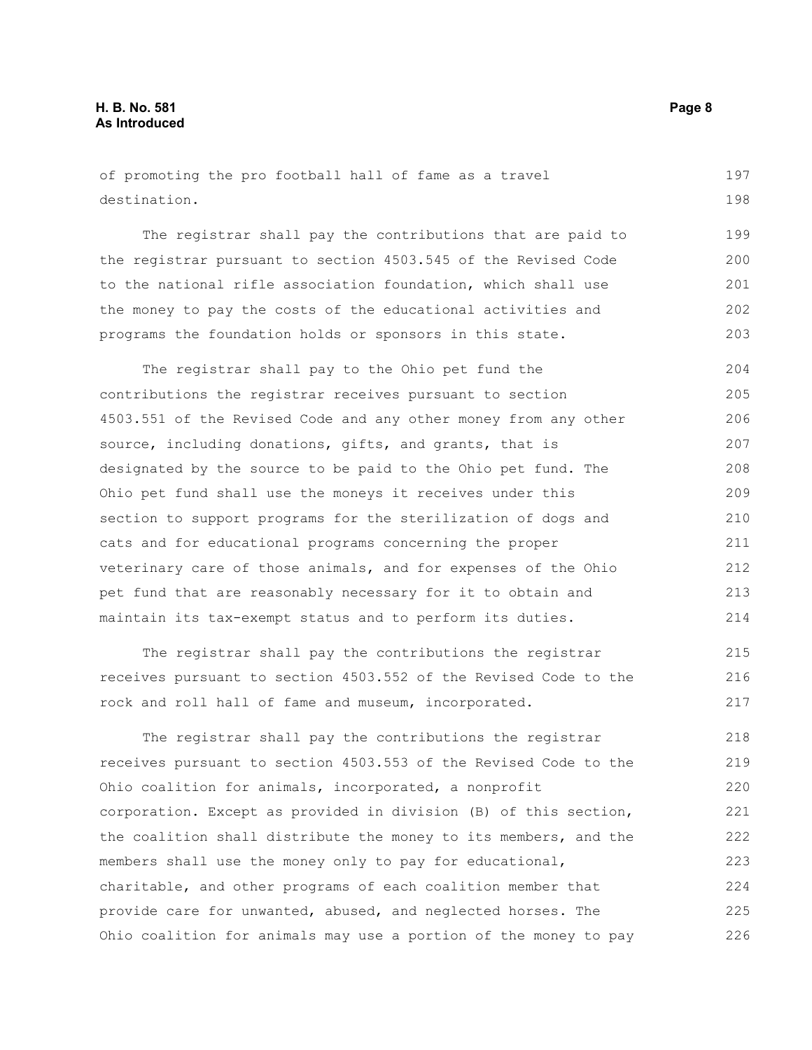of promoting the pro football hall of fame as a travel destination.

The registrar shall pay the contributions that are paid to the registrar pursuant to section 4503.545 of the Revised Code to the national rifle association foundation, which shall use the money to pay the costs of the educational activities and programs the foundation holds or sponsors in this state.

The registrar shall pay to the Ohio pet fund the contributions the registrar receives pursuant to section 4503.551 of the Revised Code and any other money from any other source, including donations, gifts, and grants, that is designated by the source to be paid to the Ohio pet fund. The Ohio pet fund shall use the moneys it receives under this section to support programs for the sterilization of dogs and cats and for educational programs concerning the proper veterinary care of those animals, and for expenses of the Ohio pet fund that are reasonably necessary for it to obtain and maintain its tax-exempt status and to perform its duties.

The registrar shall pay the contributions the registrar receives pursuant to section 4503.552 of the Revised Code to the rock and roll hall of fame and museum, incorporated.

The registrar shall pay the contributions the registrar receives pursuant to section 4503.553 of the Revised Code to the Ohio coalition for animals, incorporated, a nonprofit corporation. Except as provided in division (B) of this section, the coalition shall distribute the money to its members, and the members shall use the money only to pay for educational, charitable, and other programs of each coalition member that provide care for unwanted, abused, and neglected horses. The Ohio coalition for animals may use a portion of the money to pay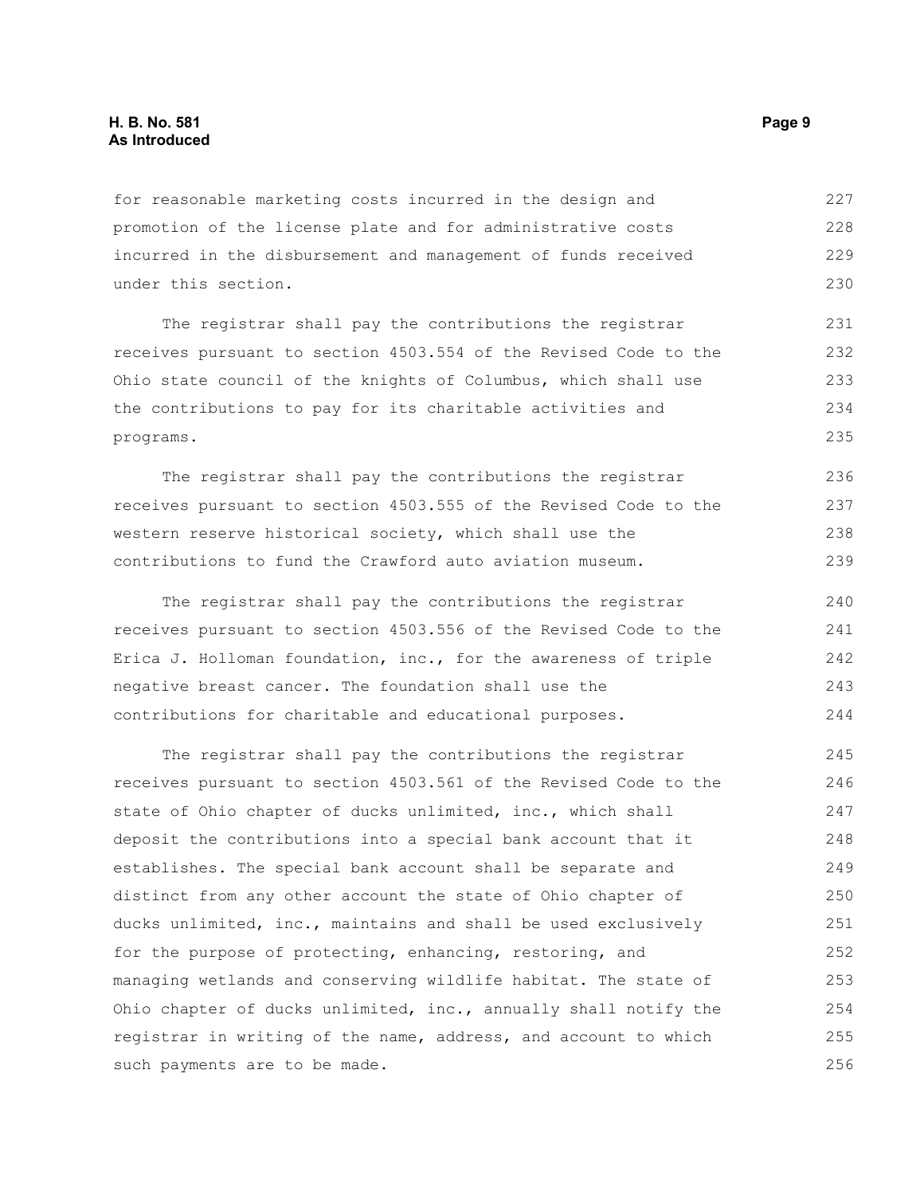for reasonable marketing costs incurred in the design and promotion of the license plate and for administrative costs incurred in the disbursement and management of funds received under this section.

The registrar shall pay the contributions the registrar receives pursuant to section 4503.554 of the Revised Code to the Ohio state council of the knights of Columbus, which shall use the contributions to pay for its charitable activities and programs.

The registrar shall pay the contributions the registrar receives pursuant to section 4503.555 of the Revised Code to the western reserve historical society, which shall use the contributions to fund the Crawford auto aviation museum.

The registrar shall pay the contributions the registrar receives pursuant to section 4503.556 of the Revised Code to the Erica J. Holloman foundation, inc., for the awareness of triple negative breast cancer. The foundation shall use the contributions for charitable and educational purposes.

The registrar shall pay the contributions the registrar receives pursuant to section 4503.561 of the Revised Code to the state of Ohio chapter of ducks unlimited, inc., which shall deposit the contributions into a special bank account that it establishes. The special bank account shall be separate and distinct from any other account the state of Ohio chapter of ducks unlimited, inc., maintains and shall be used exclusively for the purpose of protecting, enhancing, restoring, and managing wetlands and conserving wildlife habitat. The state of Ohio chapter of ducks unlimited, inc., annually shall notify the registrar in writing of the name, address, and account to which such payments are to be made.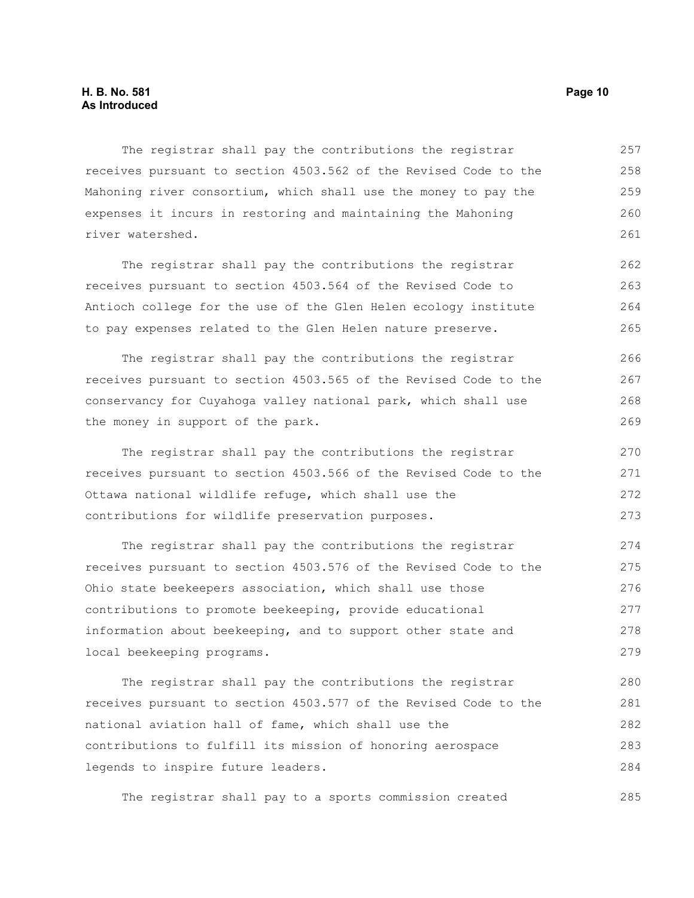The registrar shall pay the contributions the registrar receives pursuant to section 4503.562 of the Revised Code to the Mahoning river consortium, which shall use the money to pay the expenses it incurs in restoring and maintaining the Mahoning river watershed.

The registrar shall pay the contributions the registrar receives pursuant to section 4503.564 of the Revised Code to Antioch college for the use of the Glen Helen ecology institute to pay expenses related to the Glen Helen nature preserve.

The registrar shall pay the contributions the registrar receives pursuant to section 4503.565 of the Revised Code to the conservancy for Cuyahoga valley national park, which shall use the money in support of the park.

The registrar shall pay the contributions the registrar receives pursuant to section 4503.566 of the Revised Code to the Ottawa national wildlife refuge, which shall use the contributions for wildlife preservation purposes.

The registrar shall pay the contributions the registrar receives pursuant to section 4503.576 of the Revised Code to the Ohio state beekeepers association, which shall use those contributions to promote beekeeping, provide educational information about beekeeping, and to support other state and local beekeeping programs.

The registrar shall pay the contributions the registrar receives pursuant to section 4503.577 of the Revised Code to the national aviation hall of fame, which shall use the contributions to fulfill its mission of honoring aerospace legends to inspire future leaders.

The registrar shall pay to a sports commission created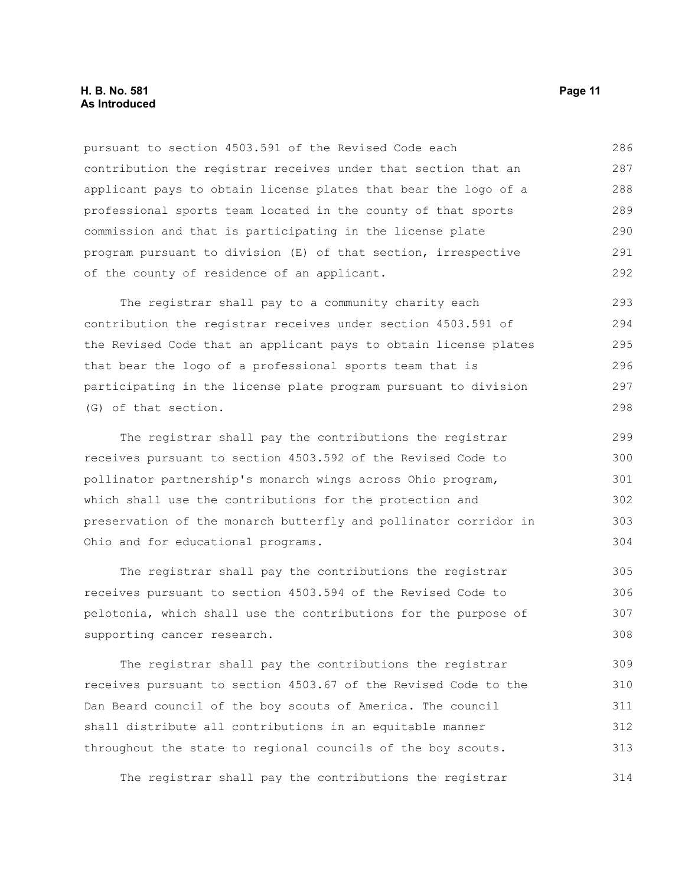pursuant to section 4503.591 of the Revised Code each contribution the registrar receives under that section that an applicant pays to obtain license plates that bear the logo of a professional sports team located in the county of that sports commission and that is participating in the license plate program pursuant to division (E) of that section, irrespective of the county of residence of an applicant.

The registrar shall pay to a community charity each contribution the registrar receives under section 4503.591 of the Revised Code that an applicant pays to obtain license plates that bear the logo of a professional sports team that is participating in the license plate program pursuant to division (G) of that section.

The registrar shall pay the contributions the registrar receives pursuant to section 4503.592 of the Revised Code to pollinator partnership's monarch wings across Ohio program, which shall use the contributions for the protection and preservation of the monarch butterfly and pollinator corridor in Ohio and for educational programs.

The registrar shall pay the contributions the registrar receives pursuant to section 4503.594 of the Revised Code to pelotonia, which shall use the contributions for the purpose of supporting cancer research.

The registrar shall pay the contributions the registrar receives pursuant to section 4503.67 of the Revised Code to the Dan Beard council of the boy scouts of America. The council shall distribute all contributions in an equitable manner throughout the state to regional councils of the boy scouts.

The registrar shall pay the contributions the registrar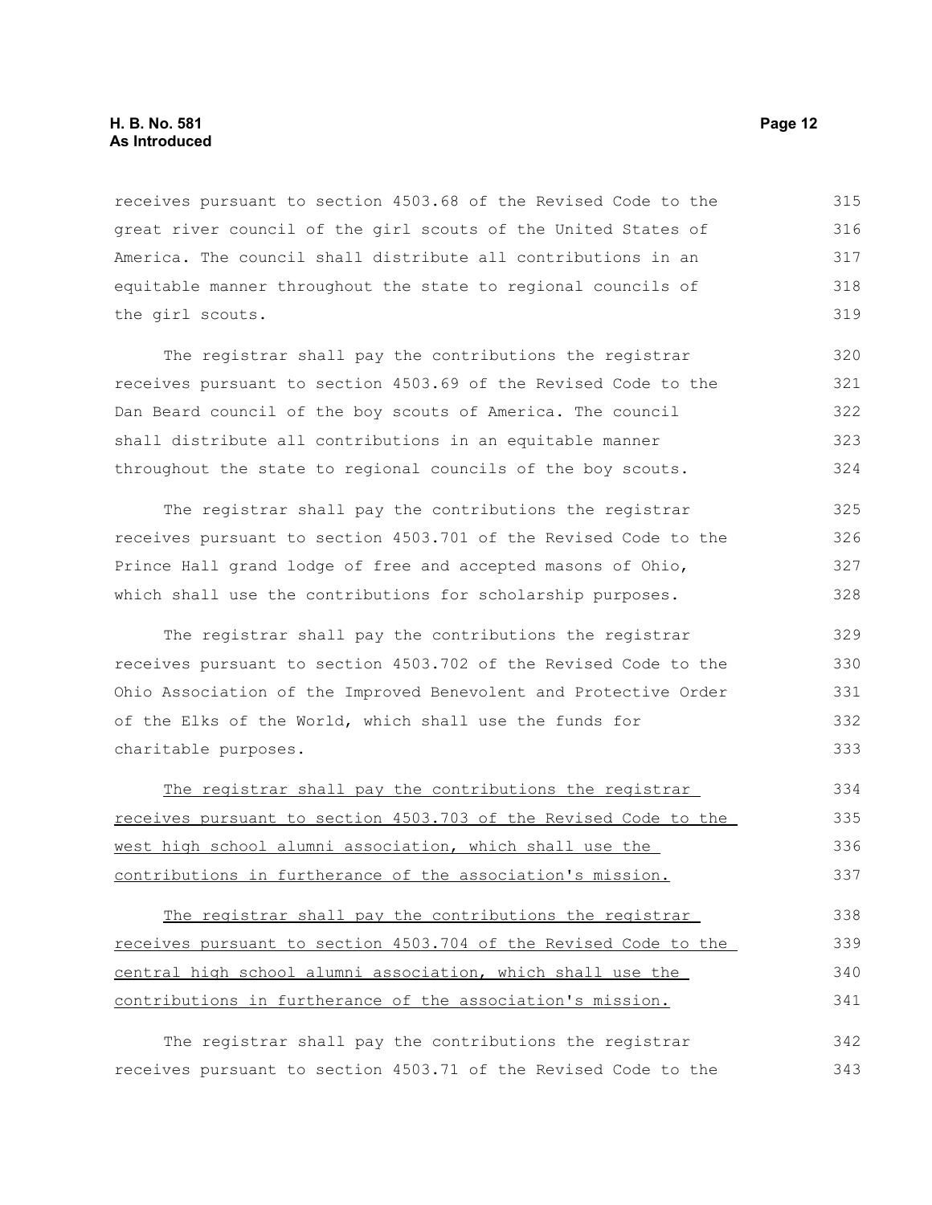receives pursuant to section 4503.68 of the Revised Code to the great river council of the girl scouts of the United States of America. The council shall distribute all contributions in an equitable manner throughout the state to regional councils of the girl scouts.

The registrar shall pay the contributions the registrar receives pursuant to section 4503.69 of the Revised Code to the Dan Beard council of the boy scouts of America. The council shall distribute all contributions in an equitable manner throughout the state to regional councils of the boy scouts.

The registrar shall pay the contributions the registrar receives pursuant to section 4503.701 of the Revised Code to the Prince Hall grand lodge of free and accepted masons of Ohio, which shall use the contributions for scholarship purposes.

The registrar shall pay the contributions the registrar receives pursuant to section 4503.702 of the Revised Code to the Ohio Association of the Improved Benevolent and Protective Order of the Elks of the World, which shall use the funds for charitable purposes.

<u>The registrar shall pay the contributions the registrar receives pursuant to section 4503.703 of the Revised Code to the west high school alumni association, which shall use the contributions in furtherance of the association's mission.</u>

<u>The registrar shall pay the contributions the registrar receives pursuant to section 4503.704 of the Revised Code to the central high school alumni association, which shall use the contributions in furtherance of the association's mission.</u>

The registrar shall pay the contributions the registrar receives pursuant to section 4503.71 of the Revised Code to the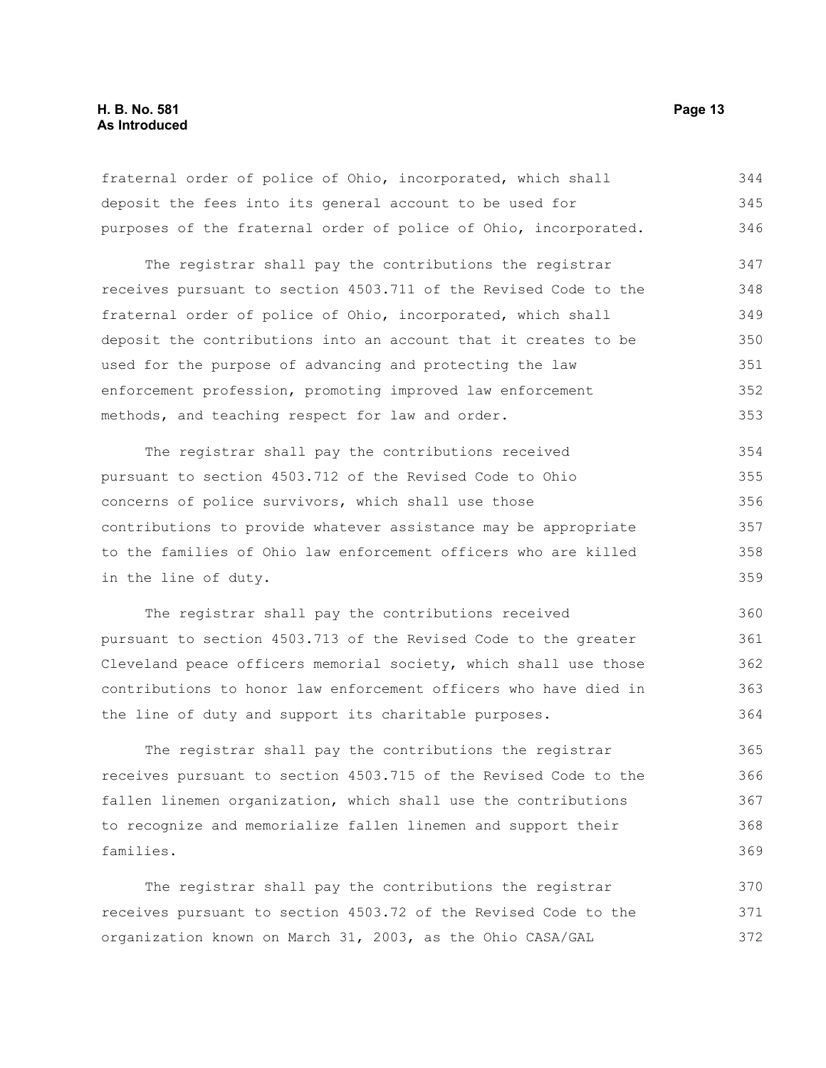fraternal order of police of Ohio, incorporated, which shall deposit the fees into its general account to be used for purposes of the fraternal order of police of Ohio, incorporated.

The registrar shall pay the contributions the registrar receives pursuant to section 4503.711 of the Revised Code to the fraternal order of police of Ohio, incorporated, which shall deposit the contributions into an account that it creates to be used for the purpose of advancing and protecting the law enforcement profession, promoting improved law enforcement methods, and teaching respect for law and order.

The registrar shall pay the contributions received pursuant to section 4503.712 of the Revised Code to Ohio concerns of police survivors, which shall use those contributions to provide whatever assistance may be appropriate to the families of Ohio law enforcement officers who are killed in the line of duty.

The registrar shall pay the contributions received pursuant to section 4503.713 of the Revised Code to the greater Cleveland peace officers memorial society, which shall use those contributions to honor law enforcement officers who have died in the line of duty and support its charitable purposes.

The registrar shall pay the contributions the registrar receives pursuant to section 4503.715 of the Revised Code to the fallen linemen organization, which shall use the contributions to recognize and memorialize fallen linemen and support their families.

The registrar shall pay the contributions the registrar receives pursuant to section 4503.72 of the Revised Code to the organization known on March 31, 2003, as the Ohio CASA/GAL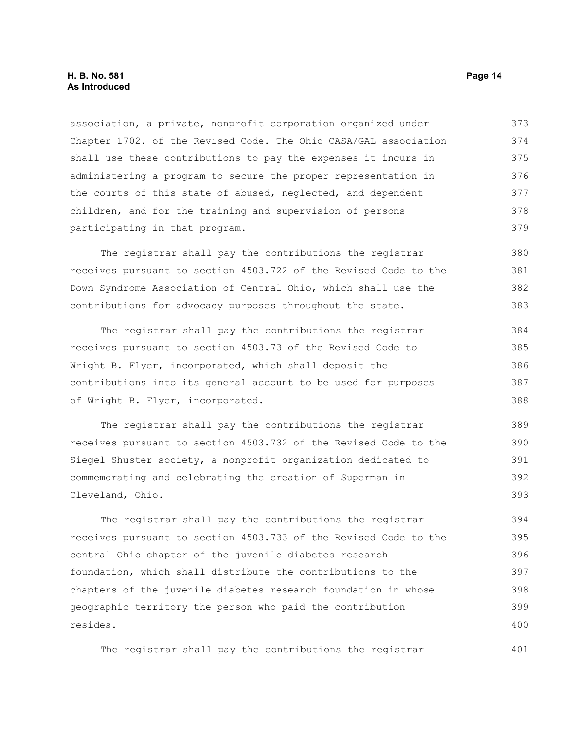association, a private, nonprofit corporation organized under Chapter 1702. of the Revised Code. The Ohio CASA/GAL association shall use these contributions to pay the expenses it incurs in administering a program to secure the proper representation in the courts of this state of abused, neglected, and dependent children, and for the training and supervision of persons participating in that program.

The registrar shall pay the contributions the registrar receives pursuant to section 4503.722 of the Revised Code to the Down Syndrome Association of Central Ohio, which shall use the contributions for advocacy purposes throughout the state.

The registrar shall pay the contributions the registrar receives pursuant to section 4503.73 of the Revised Code to Wright B. Flyer, incorporated, which shall deposit the contributions into its general account to be used for purposes of Wright B. Flyer, incorporated.

The registrar shall pay the contributions the registrar receives pursuant to section 4503.732 of the Revised Code to the Siegel Shuster society, a nonprofit organization dedicated to commemorating and celebrating the creation of Superman in Cleveland, Ohio.

The registrar shall pay the contributions the registrar receives pursuant to section 4503.733 of the Revised Code to the central Ohio chapter of the juvenile diabetes research foundation, which shall distribute the contributions to the chapters of the juvenile diabetes research foundation in whose geographic territory the person who paid the contribution resides.

The registrar shall pay the contributions the registrar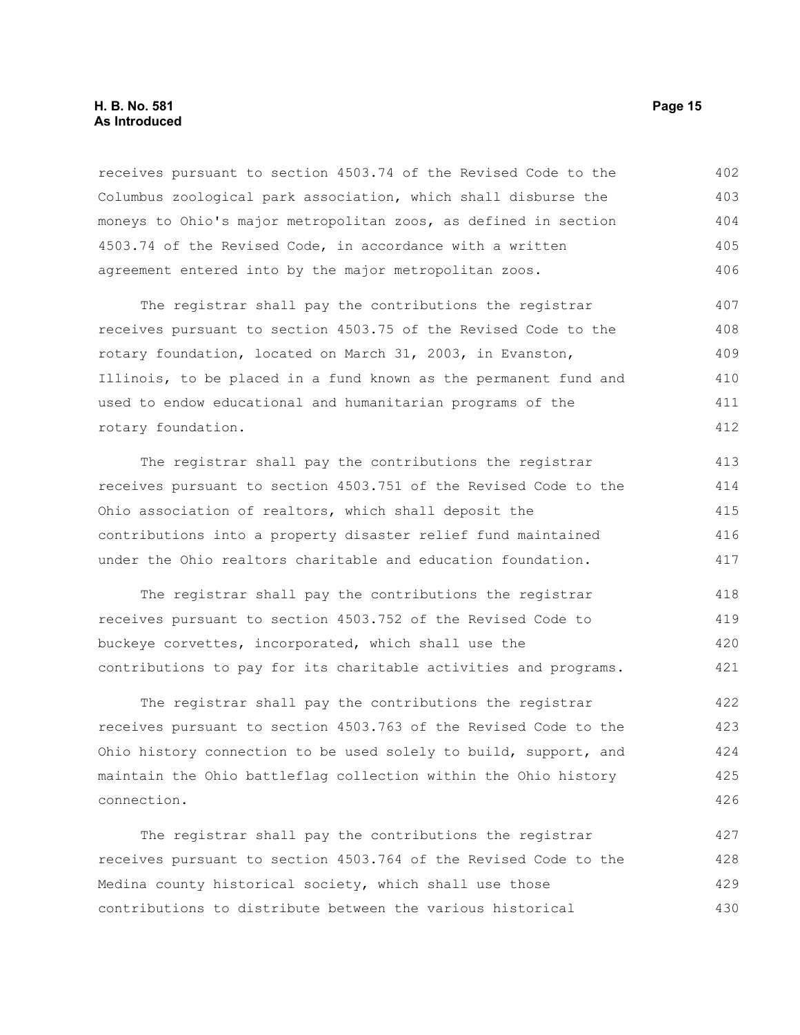receives pursuant to section 4503.74 of the Revised Code to the Columbus zoological park association, which shall disburse the moneys to Ohio's major metropolitan zoos, as defined in section 4503.74 of the Revised Code, in accordance with a written agreement entered into by the major metropolitan zoos.

The registrar shall pay the contributions the registrar receives pursuant to section 4503.75 of the Revised Code to the rotary foundation, located on March 31, 2003, in Evanston, Illinois, to be placed in a fund known as the permanent fund and used to endow educational and humanitarian programs of the rotary foundation.

The registrar shall pay the contributions the registrar receives pursuant to section 4503.751 of the Revised Code to the Ohio association of realtors, which shall deposit the contributions into a property disaster relief fund maintained under the Ohio realtors charitable and education foundation.

The registrar shall pay the contributions the registrar receives pursuant to section 4503.752 of the Revised Code to buckeye corvettes, incorporated, which shall use the contributions to pay for its charitable activities and programs.

The registrar shall pay the contributions the registrar receives pursuant to section 4503.763 of the Revised Code to the Ohio history connection to be used solely to build, support, and maintain the Ohio battleflag collection within the Ohio history connection.

The registrar shall pay the contributions the registrar receives pursuant to section 4503.764 of the Revised Code to the Medina county historical society, which shall use those contributions to distribute between the various historical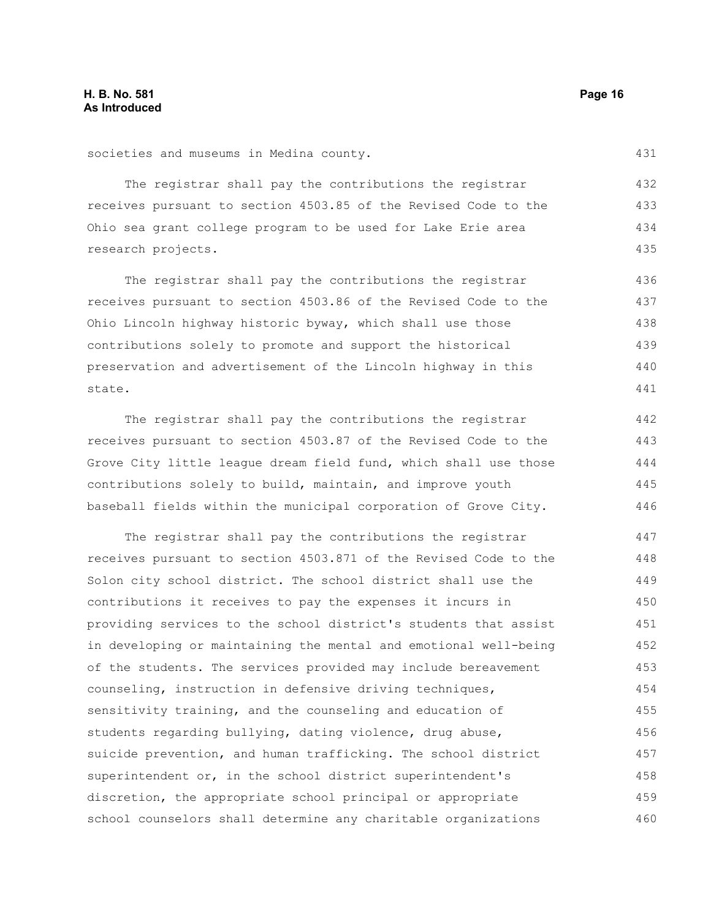societies and museums in Medina county.

The registrar shall pay the contributions the registrar receives pursuant to section 4503.85 of the Revised Code to the Ohio sea grant college program to be used for Lake Erie area research projects.

The registrar shall pay the contributions the registrar receives pursuant to section 4503.86 of the Revised Code to the Ohio Lincoln highway historic byway, which shall use those contributions solely to promote and support the historical preservation and advertisement of the Lincoln highway in this state.

The registrar shall pay the contributions the registrar receives pursuant to section 4503.87 of the Revised Code to the Grove City little league dream field fund, which shall use those contributions solely to build, maintain, and improve youth baseball fields within the municipal corporation of Grove City.

The registrar shall pay the contributions the registrar receives pursuant to section 4503.871 of the Revised Code to the Solon city school district. The school district shall use the contributions it receives to pay the expenses it incurs in providing services to the school district's students that assist in developing or maintaining the mental and emotional well-being of the students. The services provided may include bereavement counseling, instruction in defensive driving techniques, sensitivity training, and the counseling and education of students regarding bullying, dating violence, drug abuse, suicide prevention, and human trafficking. The school district superintendent or, in the school district superintendent's discretion, the appropriate school principal or appropriate school counselors shall determine any charitable organizations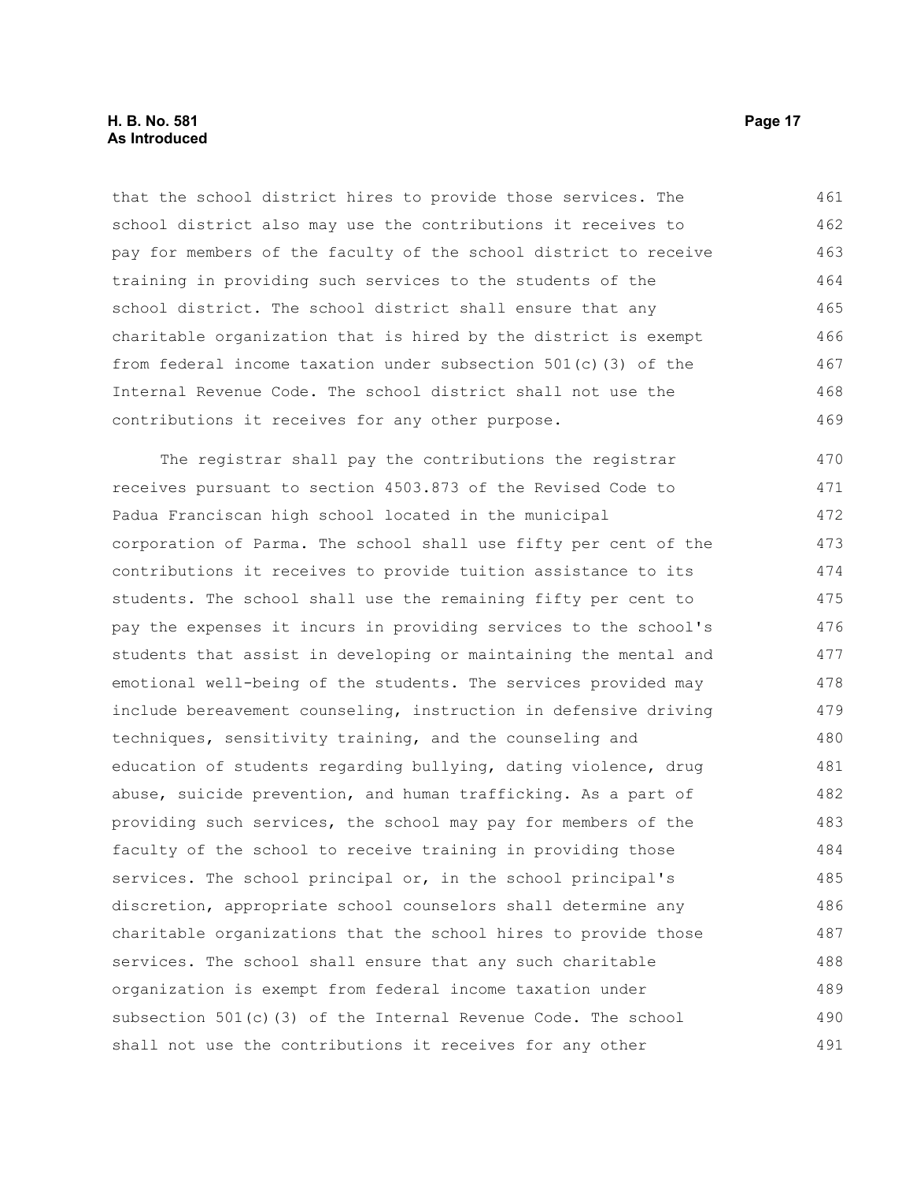that the school district hires to provide those services. The school district also may use the contributions it receives to pay for members of the faculty of the school district to receive training in providing such services to the students of the school district. The school district shall ensure that any charitable organization that is hired by the district is exempt from federal income taxation under subsection 501(c)(3) of the Internal Revenue Code. The school district shall not use the contributions it receives for any other purpose.

The registrar shall pay the contributions the registrar receives pursuant to section 4503.873 of the Revised Code to Padua Franciscan high school located in the municipal corporation of Parma. The school shall use fifty per cent of the contributions it receives to provide tuition assistance to its students. The school shall use the remaining fifty per cent to pay the expenses it incurs in providing services to the school's students that assist in developing or maintaining the mental and emotional well-being of the students. The services provided may include bereavement counseling, instruction in defensive driving techniques, sensitivity training, and the counseling and education of students regarding bullying, dating violence, drug abuse, suicide prevention, and human trafficking. As a part of providing such services, the school may pay for members of the faculty of the school to receive training in providing those services. The school principal or, in the school principal's discretion, appropriate school counselors shall determine any charitable organizations that the school hires to provide those services. The school shall ensure that any such charitable organization is exempt from federal income taxation under subsection 501(c)(3) of the Internal Revenue Code. The school shall not use the contributions it receives for any other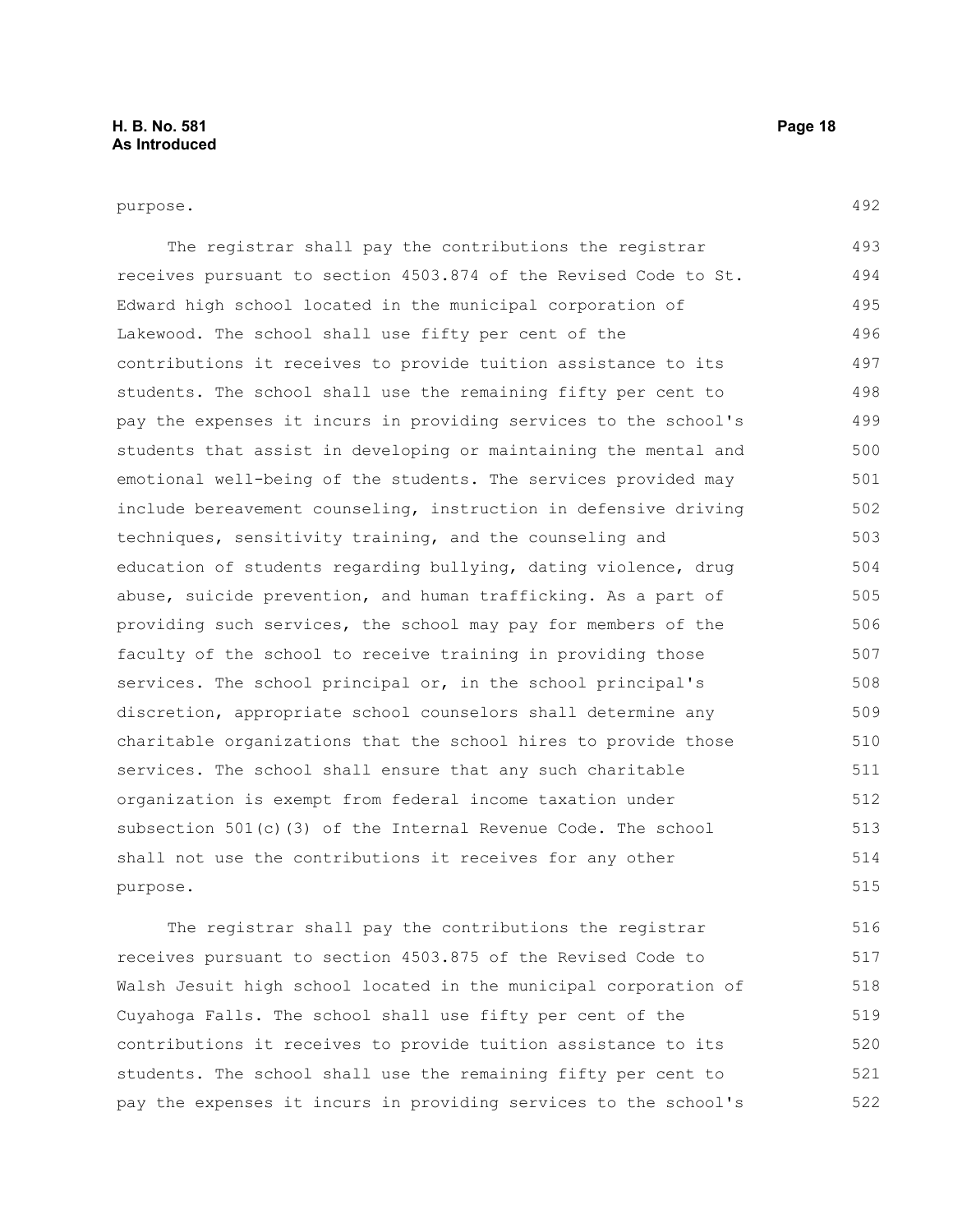purpose.

The registrar shall pay the contributions the registrar receives pursuant to section 4503.874 of the Revised Code to St. Edward high school located in the municipal corporation of Lakewood. The school shall use fifty per cent of the contributions it receives to provide tuition assistance to its students. The school shall use the remaining fifty per cent to pay the expenses it incurs in providing services to the school's students that assist in developing or maintaining the mental and emotional well-being of the students. The services provided may include bereavement counseling, instruction in defensive driving techniques, sensitivity training, and the counseling and education of students regarding bullying, dating violence, drug abuse, suicide prevention, and human trafficking. As a part of providing such services, the school may pay for members of the faculty of the school to receive training in providing those services. The school principal or, in the school principal's discretion, appropriate school counselors shall determine any charitable organizations that the school hires to provide those services. The school shall ensure that any such charitable organization is exempt from federal income taxation under subsection 501(c)(3) of the Internal Revenue Code. The school shall not use the contributions it receives for any other purpose.

The registrar shall pay the contributions the registrar receives pursuant to section 4503.875 of the Revised Code to Walsh Jesuit high school located in the municipal corporation of Cuyahoga Falls. The school shall use fifty per cent of the contributions it receives to provide tuition assistance to its students. The school shall use the remaining fifty per cent to pay the expenses it incurs in providing services to the school's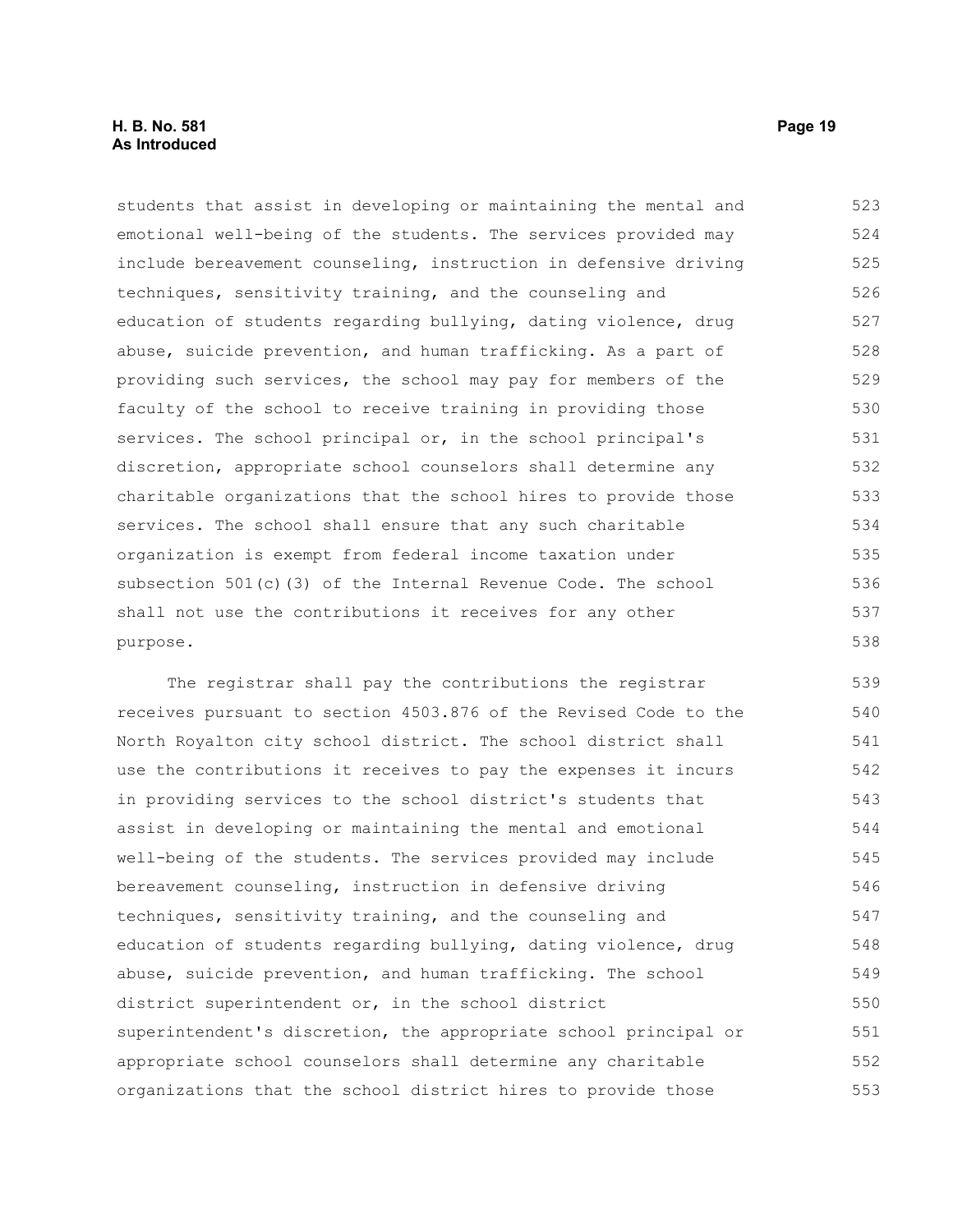students that assist in developing or maintaining the mental and emotional well-being of the students. The services provided may include bereavement counseling, instruction in defensive driving techniques, sensitivity training, and the counseling and education of students regarding bullying, dating violence, drug abuse, suicide prevention, and human trafficking. As a part of providing such services, the school may pay for members of the faculty of the school to receive training in providing those services. The school principal or, in the school principal's discretion, appropriate school counselors shall determine any charitable organizations that the school hires to provide those services. The school shall ensure that any such charitable organization is exempt from federal income taxation under subsection 501(c)(3) of the Internal Revenue Code. The school shall not use the contributions it receives for any other purpose.

The registrar shall pay the contributions the registrar receives pursuant to section 4503.876 of the Revised Code to the North Royalton city school district. The school district shall use the contributions it receives to pay the expenses it incurs in providing services to the school district's students that assist in developing or maintaining the mental and emotional well-being of the students. The services provided may include bereavement counseling, instruction in defensive driving techniques, sensitivity training, and the counseling and education of students regarding bullying, dating violence, drug abuse, suicide prevention, and human trafficking. The school district superintendent or, in the school district superintendent's discretion, the appropriate school principal or appropriate school counselors shall determine any charitable organizations that the school district hires to provide those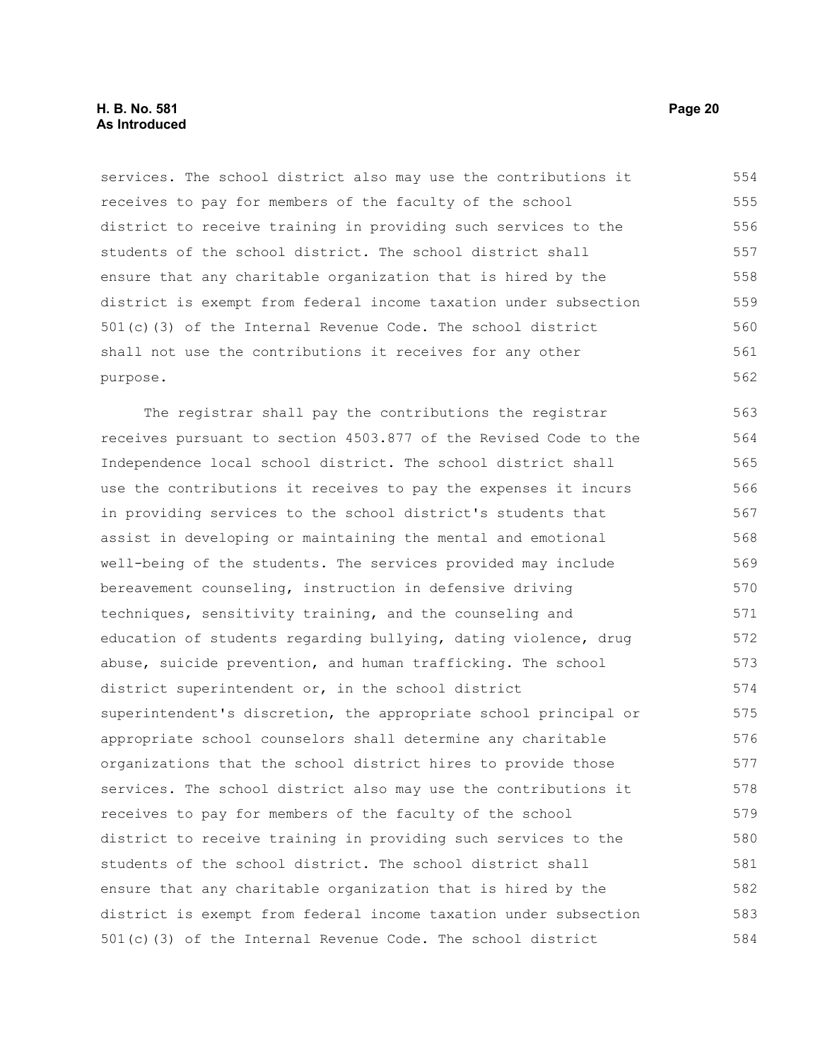services. The school district also may use the contributions it receives to pay for members of the faculty of the school district to receive training in providing such services to the students of the school district. The school district shall ensure that any charitable organization that is hired by the district is exempt from federal income taxation under subsection 501(c)(3) of the Internal Revenue Code. The school district shall not use the contributions it receives for any other purpose.

The registrar shall pay the contributions the registrar receives pursuant to section 4503.877 of the Revised Code to the Independence local school district. The school district shall use the contributions it receives to pay the expenses it incurs in providing services to the school district's students that assist in developing or maintaining the mental and emotional well-being of the students. The services provided may include bereavement counseling, instruction in defensive driving techniques, sensitivity training, and the counseling and education of students regarding bullying, dating violence, drug abuse, suicide prevention, and human trafficking. The school district superintendent or, in the school district superintendent's discretion, the appropriate school principal or appropriate school counselors shall determine any charitable organizations that the school district hires to provide those services. The school district also may use the contributions it receives to pay for members of the faculty of the school district to receive training in providing such services to the students of the school district. The school district shall ensure that any charitable organization that is hired by the district is exempt from federal income taxation under subsection 501(c)(3) of the Internal Revenue Code. The school district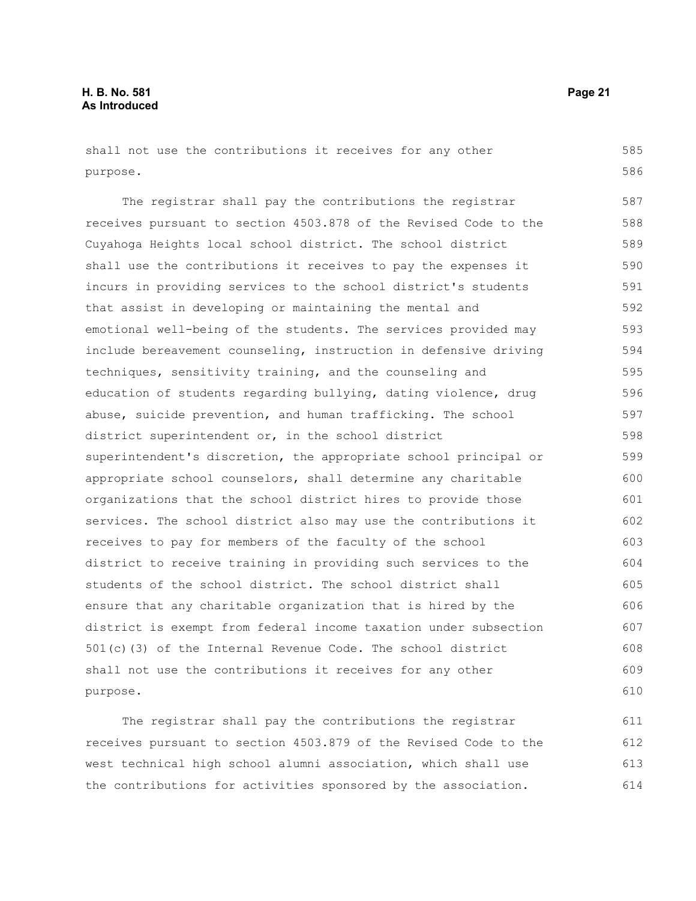shall not use the contributions it receives for any other purpose.

The registrar shall pay the contributions the registrar receives pursuant to section 4503.878 of the Revised Code to the Cuyahoga Heights local school district. The school district shall use the contributions it receives to pay the expenses it incurs in providing services to the school district's students that assist in developing or maintaining the mental and emotional well-being of the students. The services provided may include bereavement counseling, instruction in defensive driving techniques, sensitivity training, and the counseling and education of students regarding bullying, dating violence, drug abuse, suicide prevention, and human trafficking. The school district superintendent or, in the school district superintendent's discretion, the appropriate school principal or appropriate school counselors, shall determine any charitable organizations that the school district hires to provide those services. The school district also may use the contributions it receives to pay for members of the faculty of the school district to receive training in providing such services to the students of the school district. The school district shall ensure that any charitable organization that is hired by the district is exempt from federal income taxation under subsection 501(c)(3) of the Internal Revenue Code. The school district shall not use the contributions it receives for any other purpose.

The registrar shall pay the contributions the registrar receives pursuant to section 4503.879 of the Revised Code to the west technical high school alumni association, which shall use the contributions for activities sponsored by the association.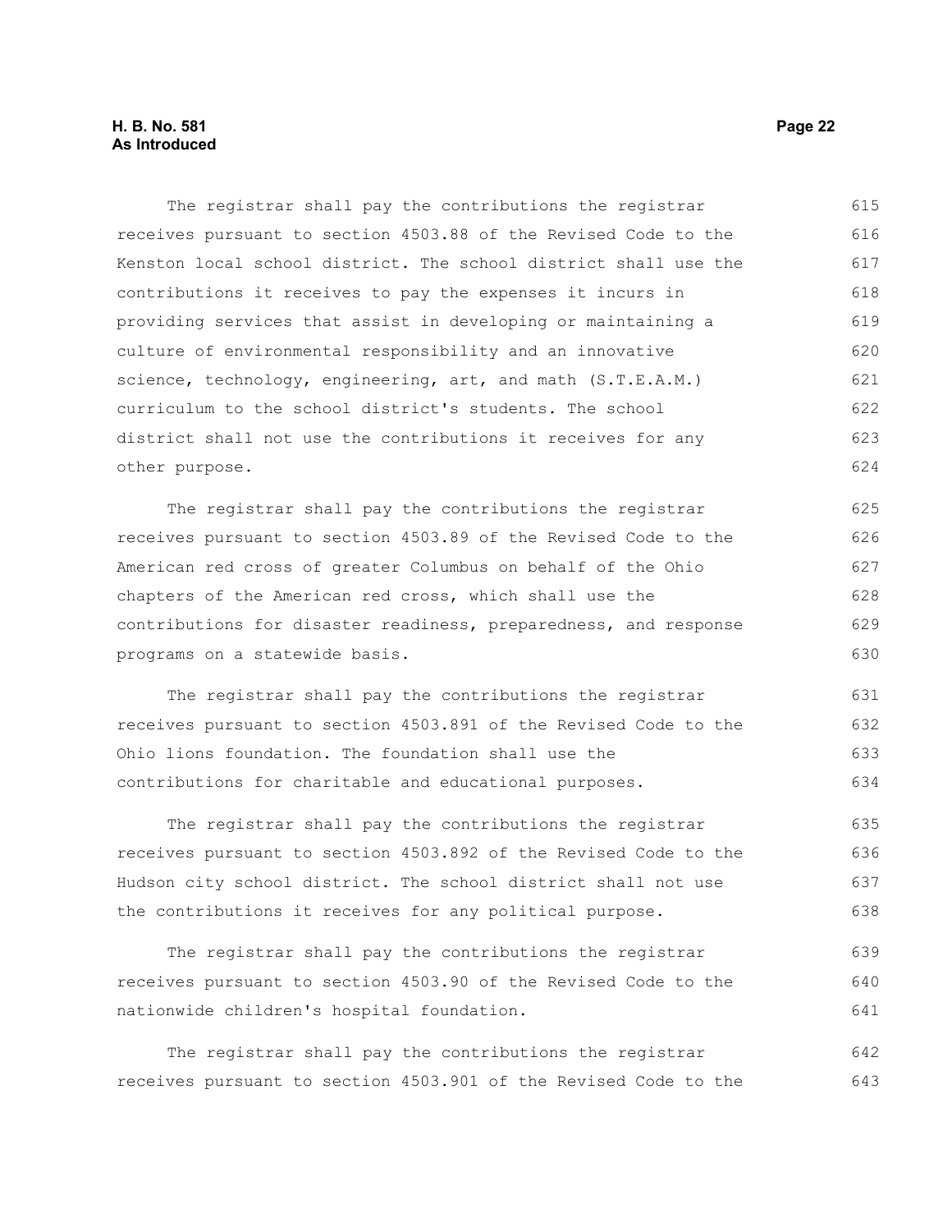The registrar shall pay the contributions the registrar receives pursuant to section 4503.88 of the Revised Code to the Kenston local school district. The school district shall use the contributions it receives to pay the expenses it incurs in providing services that assist in developing or maintaining a culture of environmental responsibility and an innovative science, technology, engineering, art, and math (S.T.E.A.M.) curriculum to the school district's students. The school district shall not use the contributions it receives for any other purpose.

The registrar shall pay the contributions the registrar receives pursuant to section 4503.89 of the Revised Code to the American red cross of greater Columbus on behalf of the Ohio chapters of the American red cross, which shall use the contributions for disaster readiness, preparedness, and response programs on a statewide basis.

The registrar shall pay the contributions the registrar receives pursuant to section 4503.891 of the Revised Code to the Ohio lions foundation. The foundation shall use the contributions for charitable and educational purposes.

The registrar shall pay the contributions the registrar receives pursuant to section 4503.892 of the Revised Code to the Hudson city school district. The school district shall not use the contributions it receives for any political purpose.

The registrar shall pay the contributions the registrar receives pursuant to section 4503.90 of the Revised Code to the nationwide children's hospital foundation.

The registrar shall pay the contributions the registrar receives pursuant to section 4503.901 of the Revised Code to the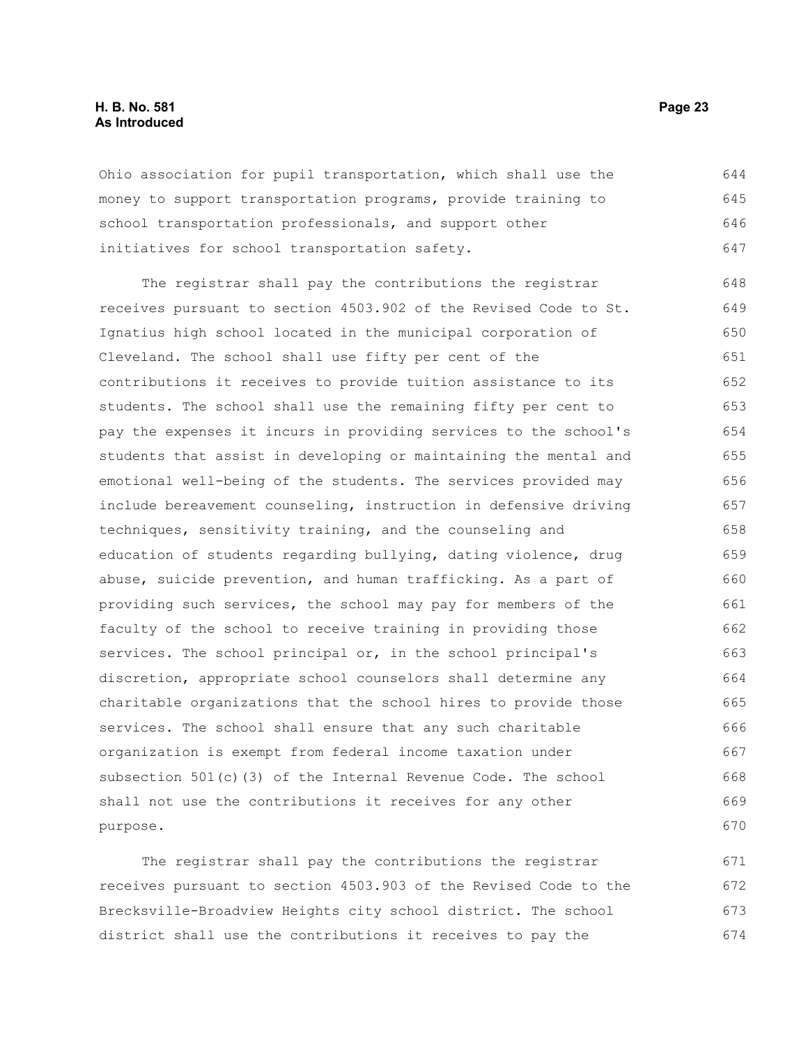Ohio association for pupil transportation, which shall use the money to support transportation programs, provide training to school transportation professionals, and support other initiatives for school transportation safety.

The registrar shall pay the contributions the registrar receives pursuant to section 4503.902 of the Revised Code to St. Ignatius high school located in the municipal corporation of Cleveland. The school shall use fifty per cent of the contributions it receives to provide tuition assistance to its students. The school shall use the remaining fifty per cent to pay the expenses it incurs in providing services to the school's students that assist in developing or maintaining the mental and emotional well-being of the students. The services provided may include bereavement counseling, instruction in defensive driving techniques, sensitivity training, and the counseling and education of students regarding bullying, dating violence, drug abuse, suicide prevention, and human trafficking. As a part of providing such services, the school may pay for members of the faculty of the school to receive training in providing those services. The school principal or, in the school principal's discretion, appropriate school counselors shall determine any charitable organizations that the school hires to provide those services. The school shall ensure that any such charitable organization is exempt from federal income taxation under subsection 501(c)(3) of the Internal Revenue Code. The school shall not use the contributions it receives for any other purpose.

The registrar shall pay the contributions the registrar receives pursuant to section 4503.903 of the Revised Code to the Brecksville-Broadview Heights city school district. The school district shall use the contributions it receives to pay the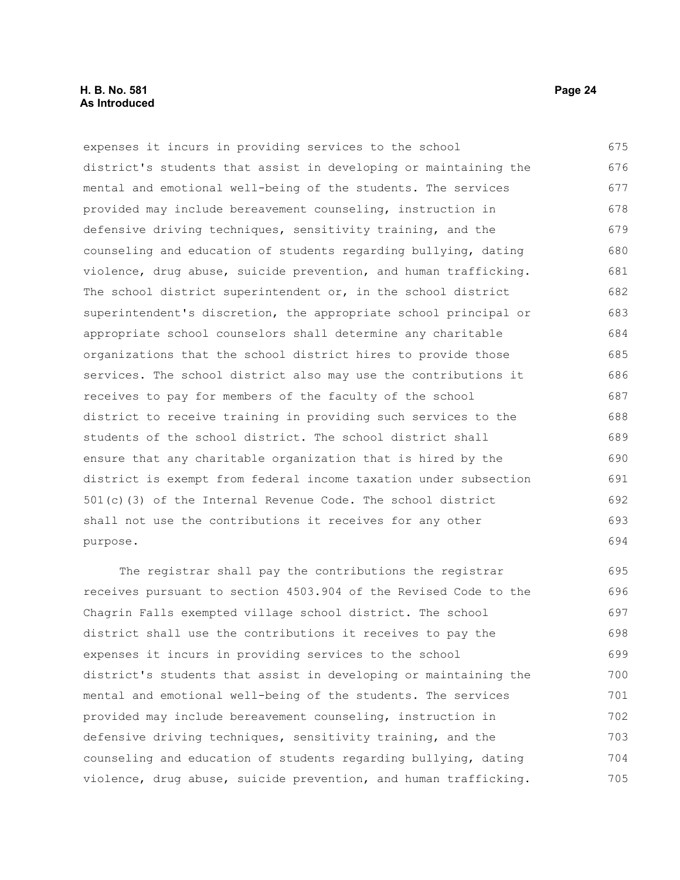expenses it incurs in providing services to the school district's students that assist in developing or maintaining the mental and emotional well-being of the students. The services provided may include bereavement counseling, instruction in defensive driving techniques, sensitivity training, and the counseling and education of students regarding bullying, dating violence, drug abuse, suicide prevention, and human trafficking. The school district superintendent or, in the school district superintendent's discretion, the appropriate school principal or appropriate school counselors shall determine any charitable organizations that the school district hires to provide those services. The school district also may use the contributions it receives to pay for members of the faculty of the school district to receive training in providing such services to the students of the school district. The school district shall ensure that any charitable organization that is hired by the district is exempt from federal income taxation under subsection 501(c)(3) of the Internal Revenue Code. The school district shall not use the contributions it receives for any other purpose.

The registrar shall pay the contributions the registrar receives pursuant to section 4503.904 of the Revised Code to the Chagrin Falls exempted village school district. The school district shall use the contributions it receives to pay the expenses it incurs in providing services to the school district's students that assist in developing or maintaining the mental and emotional well-being of the students. The services provided may include bereavement counseling, instruction in defensive driving techniques, sensitivity training, and the counseling and education of students regarding bullying, dating violence, drug abuse, suicide prevention, and human trafficking.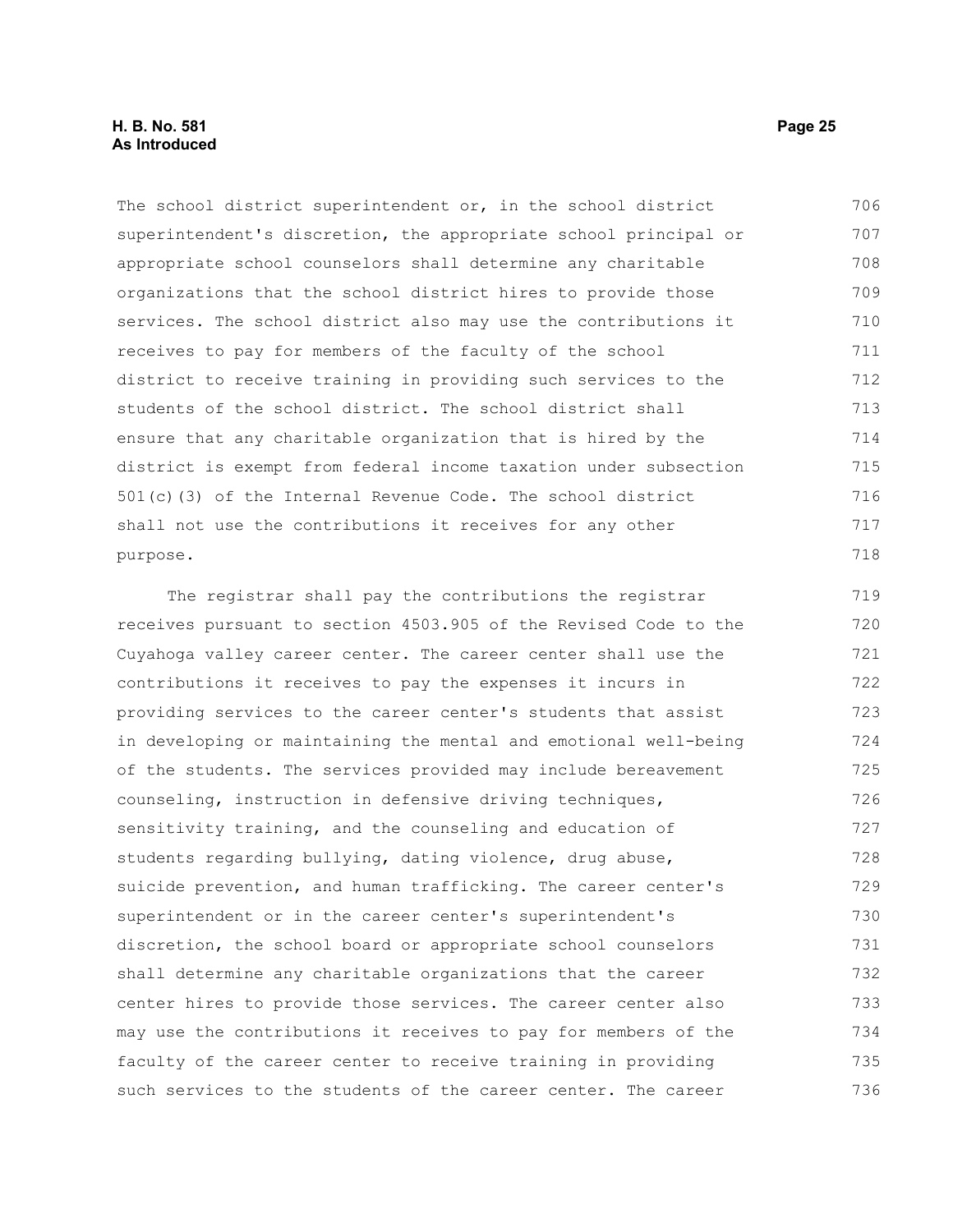The school district superintendent or, in the school district superintendent's discretion, the appropriate school principal or appropriate school counselors shall determine any charitable organizations that the school district hires to provide those services. The school district also may use the contributions it receives to pay for members of the faculty of the school district to receive training in providing such services to the students of the school district. The school district shall ensure that any charitable organization that is hired by the district is exempt from federal income taxation under subsection 501(c)(3) of the Internal Revenue Code. The school district shall not use the contributions it receives for any other purpose.

The registrar shall pay the contributions the registrar receives pursuant to section 4503.905 of the Revised Code to the Cuyahoga valley career center. The career center shall use the contributions it receives to pay the expenses it incurs in providing services to the career center's students that assist in developing or maintaining the mental and emotional well-being of the students. The services provided may include bereavement counseling, instruction in defensive driving techniques, sensitivity training, and the counseling and education of students regarding bullying, dating violence, drug abuse, suicide prevention, and human trafficking. The career center's superintendent or in the career center's superintendent's discretion, the school board or appropriate school counselors shall determine any charitable organizations that the career center hires to provide those services. The career center also may use the contributions it receives to pay for members of the faculty of the career center to receive training in providing such services to the students of the career center. The career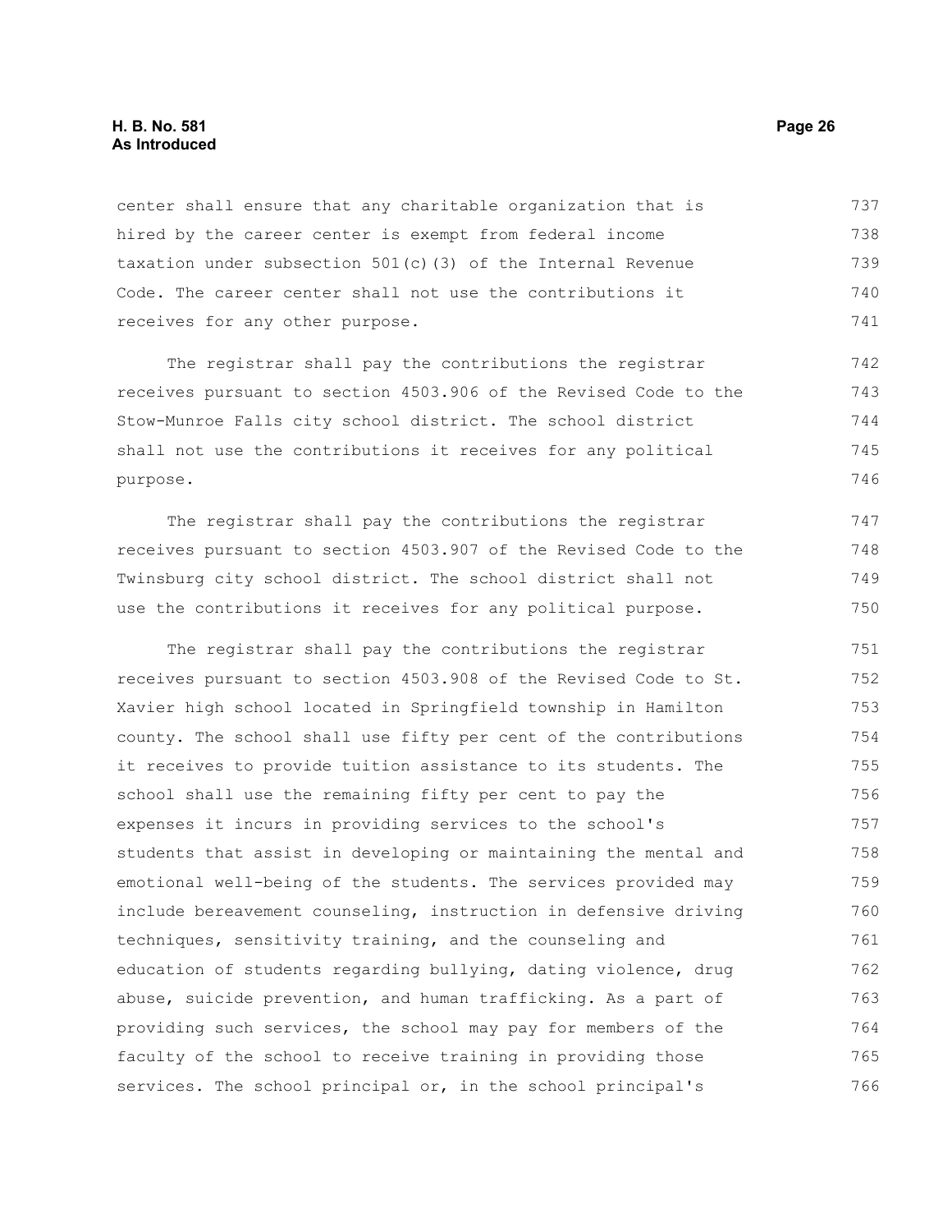center shall ensure that any charitable organization that is hired by the career center is exempt from federal income taxation under subsection 501(c)(3) of the Internal Revenue Code. The career center shall not use the contributions it receives for any other purpose.

The registrar shall pay the contributions the registrar receives pursuant to section 4503.906 of the Revised Code to the Stow-Munroe Falls city school district. The school district shall not use the contributions it receives for any political purpose.

The registrar shall pay the contributions the registrar receives pursuant to section 4503.907 of the Revised Code to the Twinsburg city school district. The school district shall not use the contributions it receives for any political purpose.

The registrar shall pay the contributions the registrar receives pursuant to section 4503.908 of the Revised Code to St. Xavier high school located in Springfield township in Hamilton county. The school shall use fifty per cent of the contributions it receives to provide tuition assistance to its students. The school shall use the remaining fifty per cent to pay the expenses it incurs in providing services to the school's students that assist in developing or maintaining the mental and emotional well-being of the students. The services provided may include bereavement counseling, instruction in defensive driving techniques, sensitivity training, and the counseling and education of students regarding bullying, dating violence, drug abuse, suicide prevention, and human trafficking. As a part of providing such services, the school may pay for members of the faculty of the school to receive training in providing those services. The school principal or, in the school principal's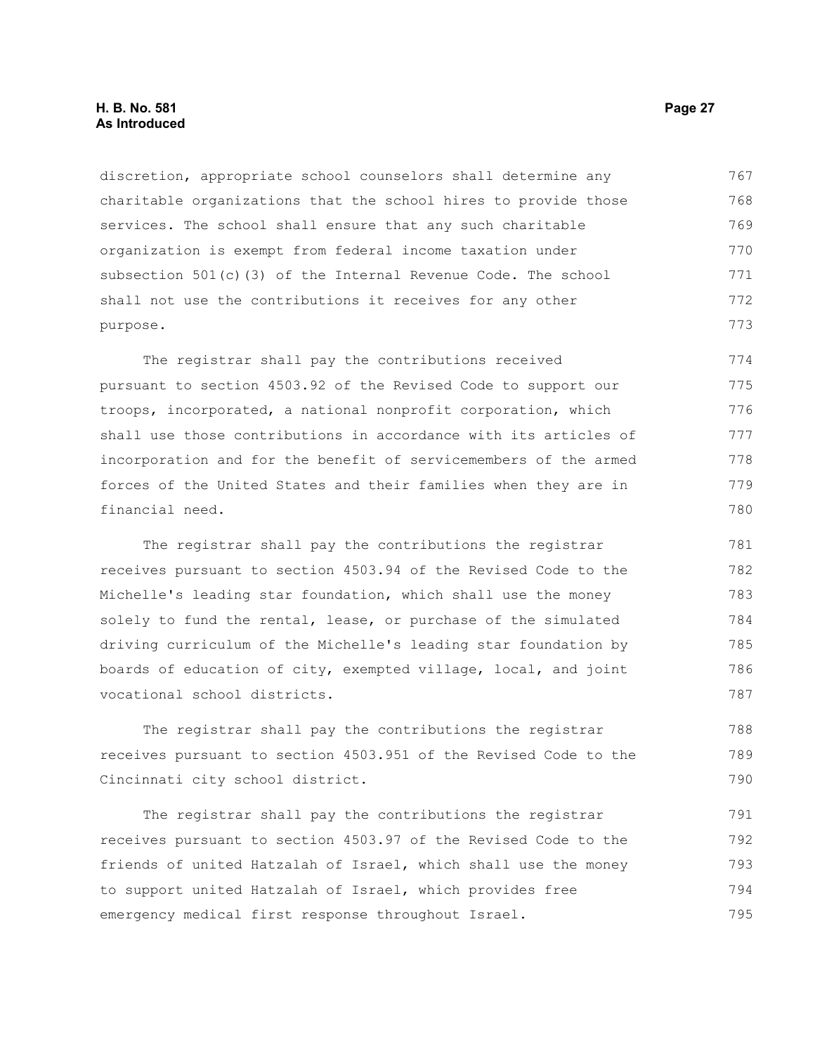discretion, appropriate school counselors shall determine any charitable organizations that the school hires to provide those services. The school shall ensure that any such charitable organization is exempt from federal income taxation under subsection 501(c)(3) of the Internal Revenue Code. The school shall not use the contributions it receives for any other purpose.

The registrar shall pay the contributions received pursuant to section 4503.92 of the Revised Code to support our troops, incorporated, a national nonprofit corporation, which shall use those contributions in accordance with its articles of incorporation and for the benefit of servicemembers of the armed forces of the United States and their families when they are in financial need.

The registrar shall pay the contributions the registrar receives pursuant to section 4503.94 of the Revised Code to the Michelle's leading star foundation, which shall use the money solely to fund the rental, lease, or purchase of the simulated driving curriculum of the Michelle's leading star foundation by boards of education of city, exempted village, local, and joint vocational school districts.

The registrar shall pay the contributions the registrar receives pursuant to section 4503.951 of the Revised Code to the Cincinnati city school district.

The registrar shall pay the contributions the registrar receives pursuant to section 4503.97 of the Revised Code to the friends of united Hatzalah of Israel, which shall use the money to support united Hatzalah of Israel, which provides free emergency medical first response throughout Israel.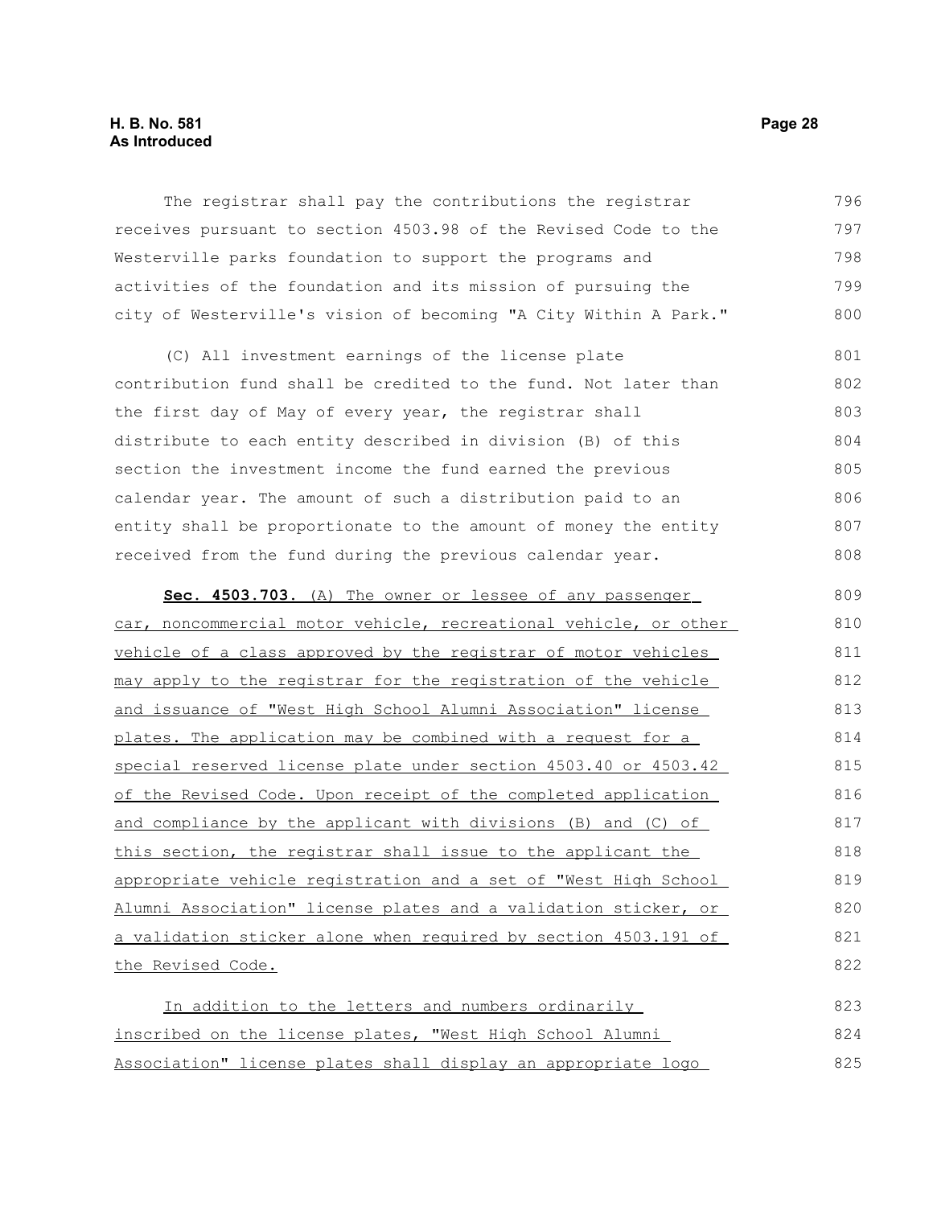The registrar shall pay the contributions the registrar receives pursuant to section 4503.98 of the Revised Code to the Westerville parks foundation to support the programs and activities of the foundation and its mission of pursuing the city of Westerville's vision of becoming "A City Within A Park."

(C) All investment earnings of the license plate contribution fund shall be credited to the fund. Not later than the first day of May of every year, the registrar shall distribute to each entity described in division (B) of this section the investment income the fund earned the previous calendar year. The amount of such a distribution paid to an entity shall be proportionate to the amount of money the entity received from the fund during the previous calendar year.

**Sec. 4503.703.** (A) The owner or lessee of any passenger car, noncommercial motor vehicle, recreational vehicle, or other vehicle of a class approved by the registrar of motor vehicles may apply to the registrar for the registration of the vehicle and issuance of "West High School Alumni Association" license plates. The application may be combined with a request for a special reserved license plate under section 4503.40 or 4503.42 of the Revised Code. Upon receipt of the completed application and compliance by the applicant with divisions (B) and (C) of this section, the registrar shall issue to the applicant the appropriate vehicle registration and a set of "West High School Alumni Association" license plates and a validation sticker, or a validation sticker alone when required by section 4503.191 of the Revised Code.

In addition to the letters and numbers ordinarily inscribed on the license plates, "West High School Alumni Association" license plates shall display an appropriate logo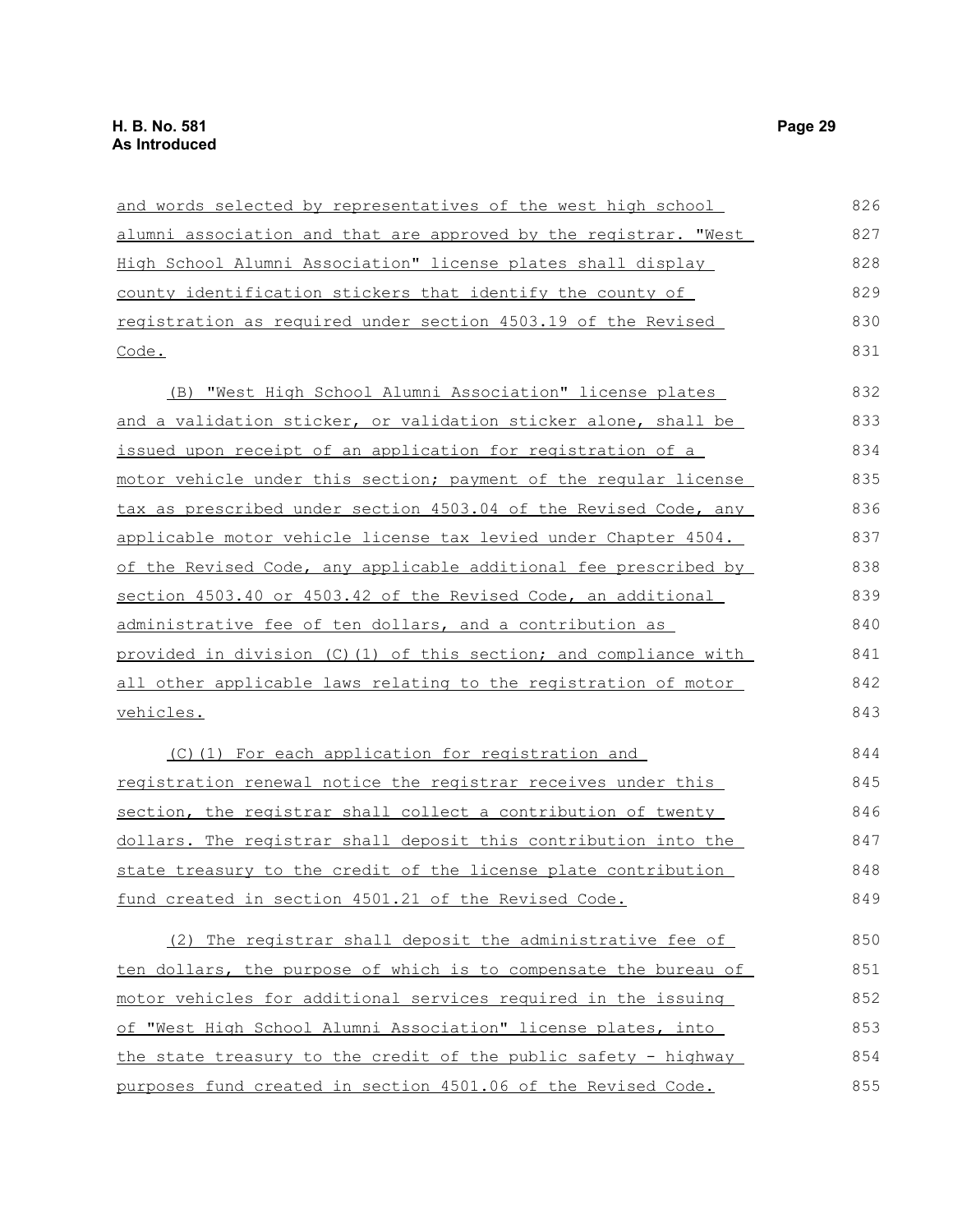and words selected by representatives of the west high school alumni association and that are approved by the registrar. "West High School Alumni Association" license plates shall display county identification stickers that identify the county of registration as required under section 4503.19 of the Revised Code.

(B) "West High School Alumni Association" license plates and a validation sticker, or validation sticker alone, shall be issued upon receipt of an application for registration of a motor vehicle under this section; payment of the regular license tax as prescribed under section 4503.04 of the Revised Code, any applicable motor vehicle license tax levied under Chapter 4504. of the Revised Code, any applicable additional fee prescribed by section 4503.40 or 4503.42 of the Revised Code, an additional administrative fee of ten dollars, and a contribution as provided in division (C)(1) of this section; and compliance with all other applicable laws relating to the registration of motor vehicles.

(C)(1) For each application for registration and registration renewal notice the registrar receives under this section, the registrar shall collect a contribution of twenty dollars. The registrar shall deposit this contribution into the state treasury to the credit of the license plate contribution fund created in section 4501.21 of the Revised Code.

(2) The registrar shall deposit the administrative fee of ten dollars, the purpose of which is to compensate the bureau of motor vehicles for additional services required in the issuing of "West High School Alumni Association" license plates, into the state treasury to the credit of the public safety - highway purposes fund created in section 4501.06 of the Revised Code.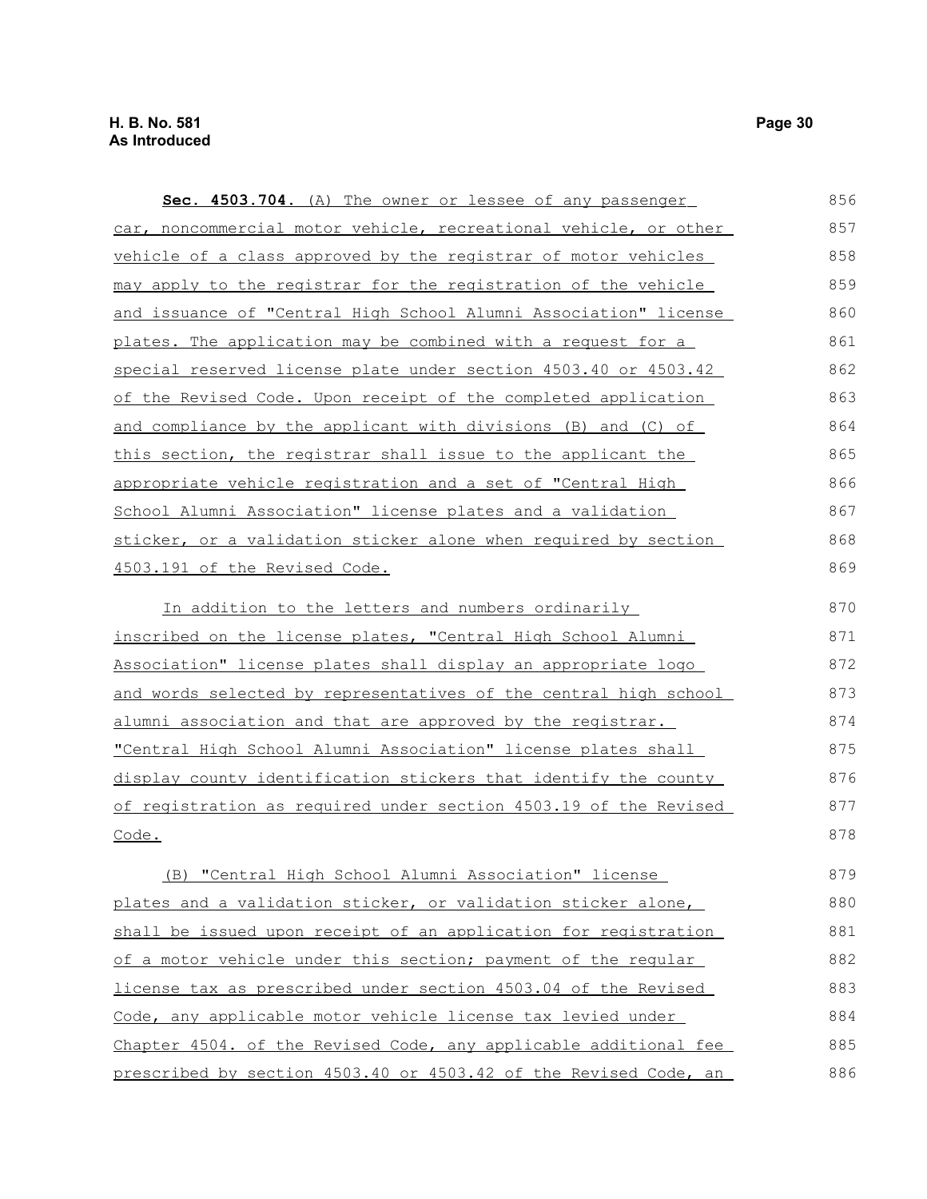**Sec. 4503.704.** (A) The owner or lessee of any passenger car, noncommercial motor vehicle, recreational vehicle, or other vehicle of a class approved by the registrar of motor vehicles may apply to the registrar for the registration of the vehicle and issuance of "Central High School Alumni Association" license plates. The application may be combined with a request for a special reserved license plate under section 4503.40 or 4503.42 of the Revised Code. Upon receipt of the completed application and compliance by the applicant with divisions (B) and (C) of this section, the registrar shall issue to the applicant the appropriate vehicle registration and a set of "Central High School Alumni Association" license plates and a validation sticker, or a validation sticker alone when required by section 4503.191 of the Revised Code.

In addition to the letters and numbers ordinarily inscribed on the license plates, "Central High School Alumni Association" license plates shall display an appropriate logo and words selected by representatives of the central high school alumni association and that are approved by the registrar. "Central High School Alumni Association" license plates shall display county identification stickers that identify the county of registration as required under section 4503.19 of the Revised Code.

(B) "Central High School Alumni Association" license plates and a validation sticker, or validation sticker alone, shall be issued upon receipt of an application for registration of a motor vehicle under this section; payment of the regular license tax as prescribed under section 4503.04 of the Revised Code, any applicable motor vehicle license tax levied under Chapter 4504. of the Revised Code, any applicable additional fee prescribed by section 4503.40 or 4503.42 of the Revised Code, an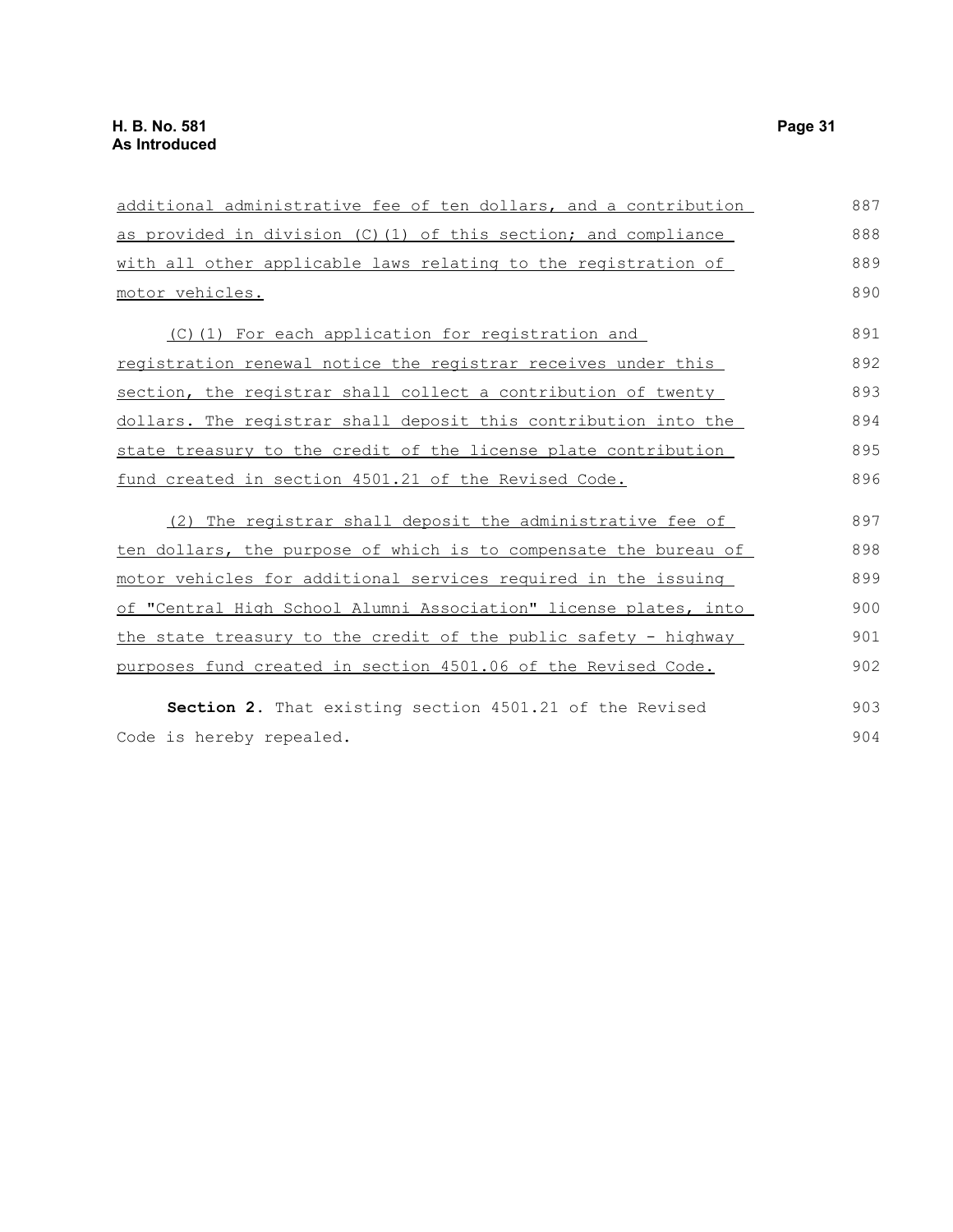additional administrative fee of ten dollars, and a contribution as provided in division (C)(1) of this section; and compliance with all other applicable laws relating to the registration of motor vehicles.

(C)(1) For each application for registration and registration renewal notice the registrar receives under this section, the registrar shall collect a contribution of twenty dollars. The registrar shall deposit this contribution into the state treasury to the credit of the license plate contribution fund created in section 4501.21 of the Revised Code.

(2) The registrar shall deposit the administrative fee of ten dollars, the purpose of which is to compensate the bureau of motor vehicles for additional services required in the issuing of "Central High School Alumni Association" license plates, into the state treasury to the credit of the public safety - highway purposes fund created in section 4501.06 of the Revised Code.

**Section 2.** That existing section 4501.21 of the Revised Code is hereby repealed.